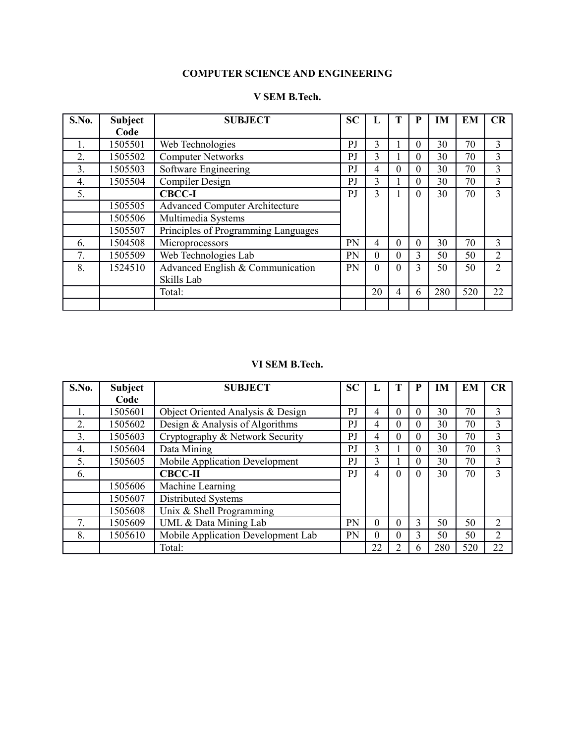# COMPUTER SCIENCE AND ENGINEERING

## V SEM B.Tech.

| S.No. | Subject Code | SUBJECT | SC | L | T | P | IM | EM | CR |
|---|---|---|---|---|---|---|---|---|---|
| 1. | 1505501 | Web Technologies | PJ | 3 | 1 | 0 | 30 | 70 | 3 |
| 2. | 1505502 | Computer Networks | PJ | 3 | 1 | 0 | 30 | 70 | 3 |
| 3. | 1505503 | Software Engineering | PJ | 4 | 0 | 0 | 30 | 70 | 3 |
| 4. | 1505504 | Compiler Design | PJ | 3 | 1 | 0 | 30 | 70 | 3 |
| 5. | | **CBCC-I** | PJ | 3 | 1 | 0 | 30 | 70 | 3 |
| | 1505505 | Advanced Computer Architecture | | | | | | | |
| | 1505506 | Multimedia Systems | | | | | | | |
| | 1505507 | Principles of Programming Languages | | | | | | | |
| 6. | 1504508 | Microprocessors | PN | 4 | 0 | 0 | 30 | 70 | 3 |
| 7. | 1505509 | Web Technologies Lab | PN | 0 | 0 | 3 | 50 | 50 | 2 |
| 8. | 1524510 | Advanced English & Communication Skills Lab | PN | 0 | 0 | 3 | 50 | 50 | 2 |
| | | Total: | | 20 | 4 | 6 | 280 | 520 | 22 |
| | | | | | | | | | |

## VI SEM B.Tech.

| S.No. | Subject Code | SUBJECT | SC | L | T | P | IM | EM | CR |
|---|---|---|---|---|---|---|---|---|---|
| 1. | 1505601 | Object Oriented Analysis & Design | PJ | 4 | 0 | 0 | 30 | 70 | 3 |
| 2. | 1505602 | Design & Analysis of Algorithms | PJ | 4 | 0 | 0 | 30 | 70 | 3 |
| 3. | 1505603 | Cryptography & Network Security | PJ | 4 | 0 | 0 | 30 | 70 | 3 |
| 4. | 1505604 | Data Mining | PJ | 3 | 1 | 0 | 30 | 70 | 3 |
| 5. | 1505605 | Mobile Application Development | PJ | 3 | 1 | 0 | 30 | 70 | 3 |
| 6. | | **CBCC-II** | PJ | 4 | 0 | 0 | 30 | 70 | 3 |
| | 1505606 | Machine Learning | | | | | | | |
| | 1505607 | Distributed Systems | | | | | | | |
| | 1505608 | Unix & Shell Programming | | | | | | | |
| 7. | 1505609 | UML & Data Mining Lab | PN | 0 | 0 | 3 | 50 | 50 | 2 |
| 8. | 1505610 | Mobile Application Development Lab | PN | 0 | 0 | 3 | 50 | 50 | 2 |
| | | Total: | | 22 | 2 | 6 | 280 | 520 | 22 |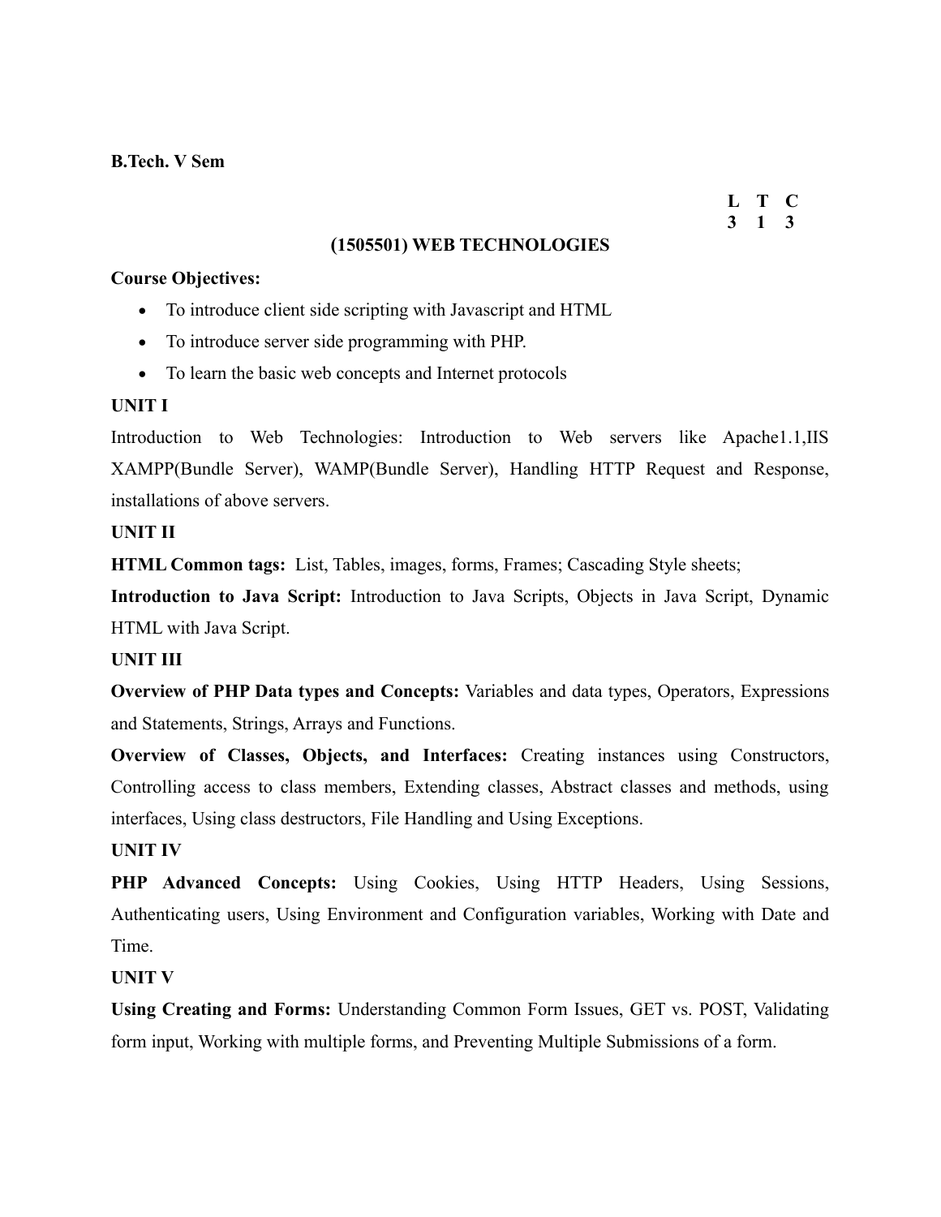**B.Tech. V Sem**

| L | T | C |
|---|---|---|
| 3 | 1 | 3 |

## (1505501) WEB TECHNOLOGIES

**Course Objectives:**

- To introduce client side scripting with Javascript and HTML
- To introduce server side programming with PHP.
- To learn the basic web concepts and Internet protocols

**UNIT I**

Introduction to Web Technologies: Introduction to Web servers like Apache1.1,IIS XAMPP(Bundle Server), WAMP(Bundle Server), Handling HTTP Request and Response, installations of above servers.

**UNIT II**

**HTML Common tags:** List, Tables, images, forms, Frames; Cascading Style sheets;

**Introduction to Java Script:** Introduction to Java Scripts, Objects in Java Script, Dynamic HTML with Java Script.

**UNIT III**

**Overview of PHP Data types and Concepts:** Variables and data types, Operators, Expressions and Statements, Strings, Arrays and Functions.

**Overview of Classes, Objects, and Interfaces:** Creating instances using Constructors, Controlling access to class members, Extending classes, Abstract classes and methods, using interfaces, Using class destructors, File Handling and Using Exceptions.

**UNIT IV**

**PHP Advanced Concepts:** Using Cookies, Using HTTP Headers, Using Sessions, Authenticating users, Using Environment and Configuration variables, Working with Date and Time.

**UNIT V**

**Using Creating and Forms:** Understanding Common Form Issues, GET vs. POST, Validating form input, Working with multiple forms, and Preventing Multiple Submissions of a form.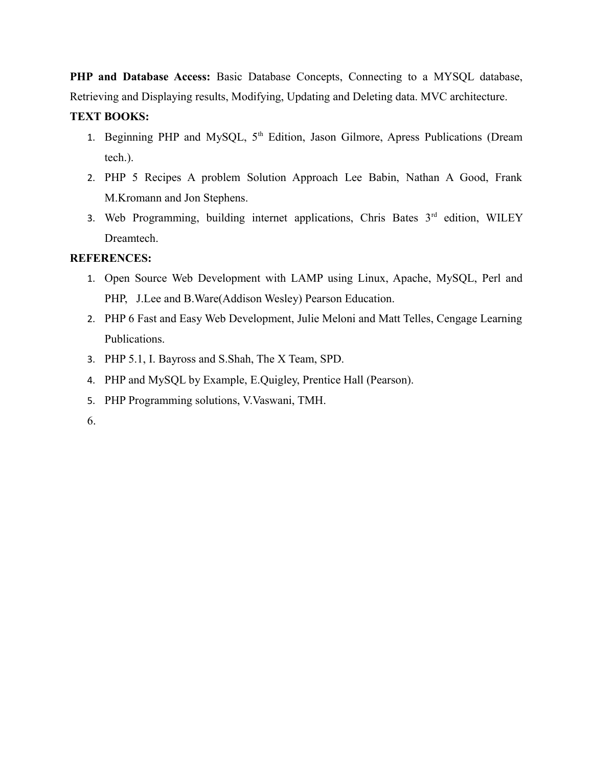**PHP and Database Access:** Basic Database Concepts, Connecting to a MYSQL database, Retrieving and Displaying results, Modifying, Updating and Deleting data. MVC architecture.

**TEXT BOOKS:**

1. Beginning PHP and MySQL, 5th Edition, Jason Gilmore, Apress Publications (Dream tech.).
2. PHP 5 Recipes A problem Solution Approach Lee Babin, Nathan A Good, Frank M.Kromann and Jon Stephens.
3. Web Programming, building internet applications, Chris Bates 3rd edition, WILEY Dreamtech.

**REFERENCES:**

1. Open Source Web Development with LAMP using Linux, Apache, MySQL, Perl and PHP, J.Lee and B.Ware(Addison Wesley) Pearson Education.
2. PHP 6 Fast and Easy Web Development, Julie Meloni and Matt Telles, Cengage Learning Publications.
3. PHP 5.1, I. Bayross and S.Shah, The X Team, SPD.
4. PHP and MySQL by Example, E.Quigley, Prentice Hall (Pearson).
5. PHP Programming solutions, V.Vaswani, TMH.
6.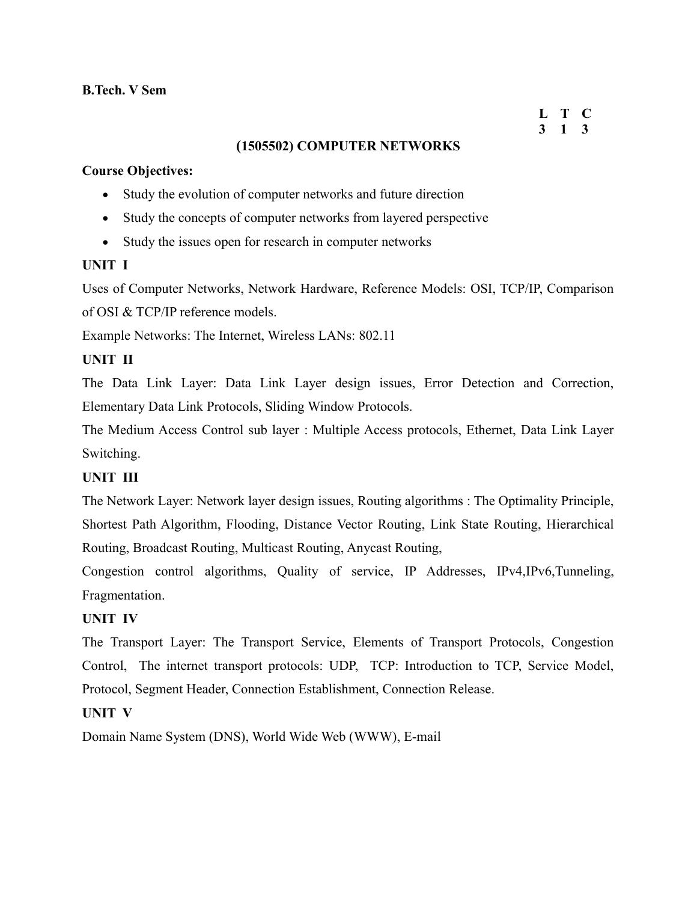**B.Tech. V Sem**

| L | T | C |
|---|---|---|
| 3 | 1 | 3 |

## (1505502) COMPUTER NETWORKS

**Course Objectives:**

- Study the evolution of computer networks and future direction
- Study the concepts of computer networks from layered perspective
- Study the issues open for research in computer networks

**UNIT I**

Uses of Computer Networks, Network Hardware, Reference Models: OSI, TCP/IP, Comparison of OSI & TCP/IP reference models.

Example Networks: The Internet, Wireless LANs: 802.11

**UNIT II**

The Data Link Layer: Data Link Layer design issues, Error Detection and Correction, Elementary Data Link Protocols, Sliding Window Protocols.

The Medium Access Control sub layer : Multiple Access protocols, Ethernet, Data Link Layer Switching.

**UNIT III**

The Network Layer: Network layer design issues, Routing algorithms : The Optimality Principle, Shortest Path Algorithm, Flooding, Distance Vector Routing, Link State Routing, Hierarchical Routing, Broadcast Routing, Multicast Routing, Anycast Routing,

Congestion control algorithms, Quality of service, IP Addresses, IPv4,IPv6,Tunneling, Fragmentation.

**UNIT IV**

The Transport Layer: The Transport Service, Elements of Transport Protocols, Congestion Control, The internet transport protocols: UDP, TCP: Introduction to TCP, Service Model, Protocol, Segment Header, Connection Establishment, Connection Release.

**UNIT V**

Domain Name System (DNS), World Wide Web (WWW), E-mail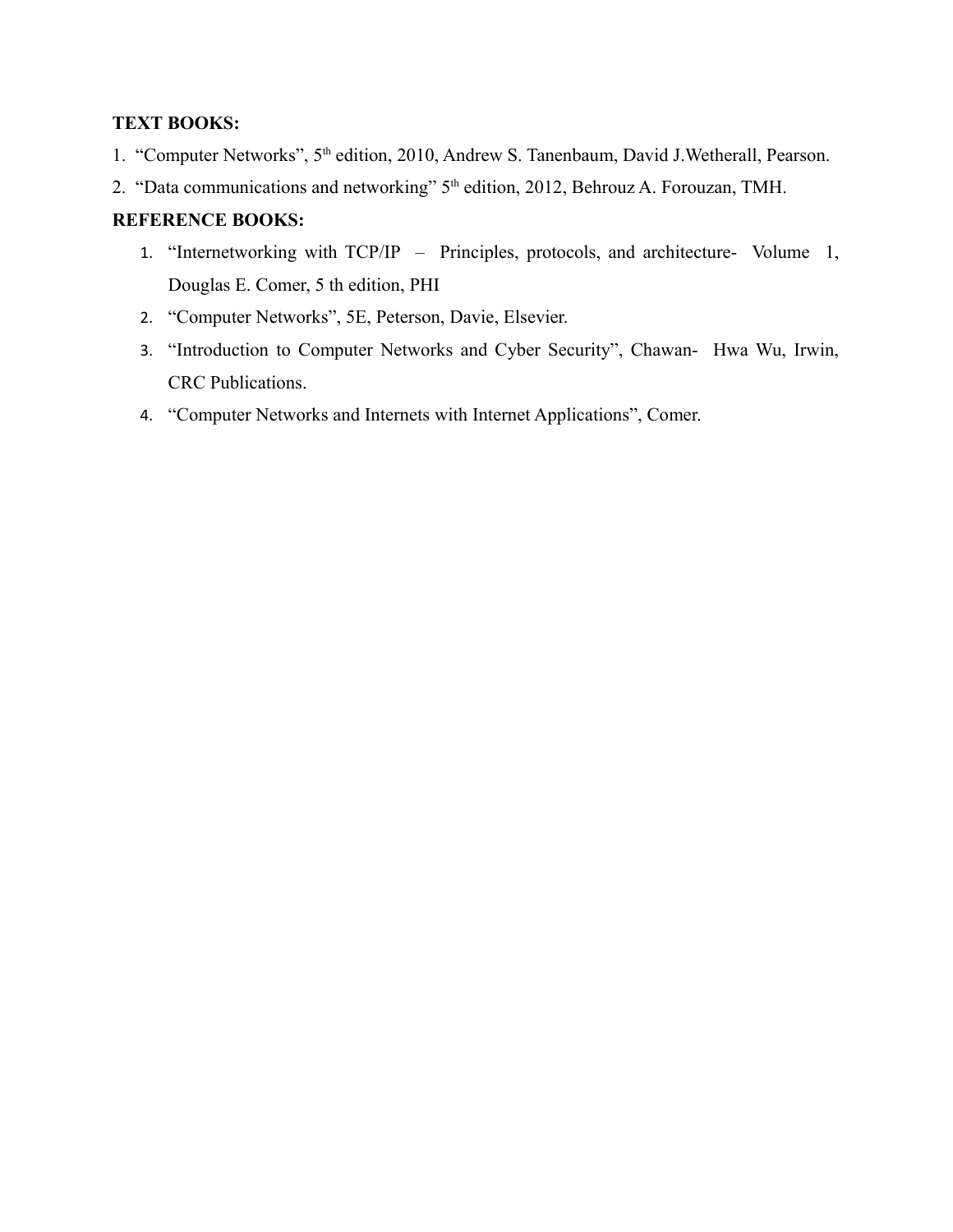**TEXT BOOKS:**

1. "Computer Networks", 5th edition, 2010, Andrew S. Tanenbaum, David J.Wetherall, Pearson.
2. "Data communications and networking" 5th edition, 2012, Behrouz A. Forouzan, TMH.

**REFERENCE BOOKS:**

1. "Internetworking with TCP/IP – Principles, protocols, and architecture- Volume 1, Douglas E. Comer, 5 th edition, PHI
2. "Computer Networks", 5E, Peterson, Davie, Elsevier.
3. "Introduction to Computer Networks and Cyber Security", Chawan- Hwa Wu, Irwin, CRC Publications.
4. "Computer Networks and Internets with Internet Applications", Comer.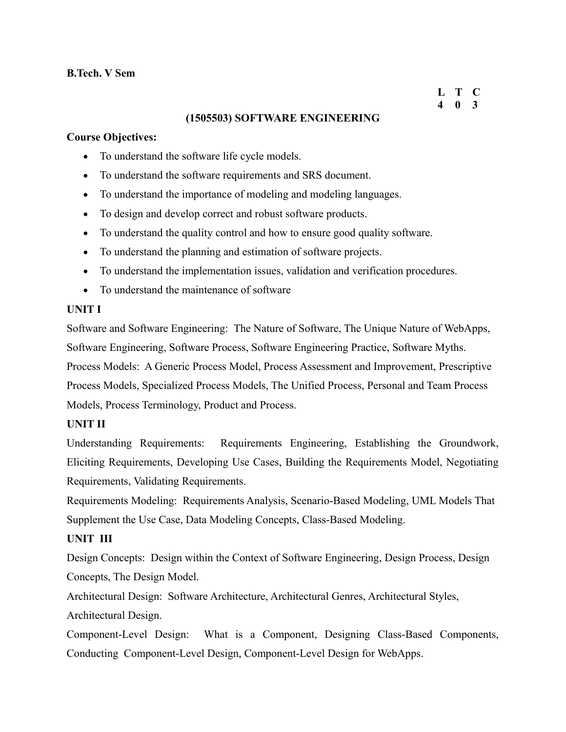**B.Tech. V Sem**

| L | T | C |
|---|---|---|
| 4 | 0 | 3 |

## (1505503) SOFTWARE ENGINEERING

**Course Objectives:**

- To understand the software life cycle models.
- To understand the software requirements and SRS document.
- To understand the importance of modeling and modeling languages.
- To design and develop correct and robust software products.
- To understand the quality control and how to ensure good quality software.
- To understand the planning and estimation of software projects.
- To understand the implementation issues, validation and verification procedures.
- To understand the maintenance of software

**UNIT I**

Software and Software Engineering: The Nature of Software, The Unique Nature of WebApps, Software Engineering, Software Process, Software Engineering Practice, Software Myths.

Process Models: A Generic Process Model, Process Assessment and Improvement, Prescriptive Process Models, Specialized Process Models, The Unified Process, Personal and Team Process Models, Process Terminology, Product and Process.

**UNIT II**

Understanding Requirements: Requirements Engineering, Establishing the Groundwork, Eliciting Requirements, Developing Use Cases, Building the Requirements Model, Negotiating Requirements, Validating Requirements.

Requirements Modeling: Requirements Analysis, Scenario-Based Modeling, UML Models That Supplement the Use Case, Data Modeling Concepts, Class-Based Modeling.

**UNIT III**

Design Concepts: Design within the Context of Software Engineering, Design Process, Design Concepts, The Design Model.

Architectural Design: Software Architecture, Architectural Genres, Architectural Styles, Architectural Design.

Component-Level Design: What is a Component, Designing Class-Based Components, Conducting Component-Level Design, Component-Level Design for WebApps.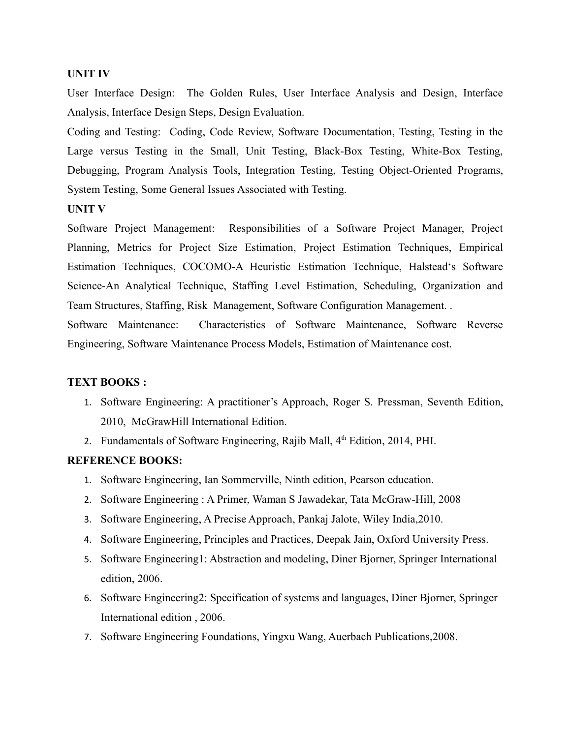**UNIT IV**

User Interface Design: The Golden Rules, User Interface Analysis and Design, Interface Analysis, Interface Design Steps, Design Evaluation.

Coding and Testing: Coding, Code Review, Software Documentation, Testing, Testing in the Large versus Testing in the Small, Unit Testing, Black-Box Testing, White-Box Testing, Debugging, Program Analysis Tools, Integration Testing, Testing Object-Oriented Programs, System Testing, Some General Issues Associated with Testing.

**UNIT V**

Software Project Management: Responsibilities of a Software Project Manager, Project Planning, Metrics for Project Size Estimation, Project Estimation Techniques, Empirical Estimation Techniques, COCOMO-A Heuristic Estimation Technique, Halstead's Software Science-An Analytical Technique, Staffing Level Estimation, Scheduling, Organization and Team Structures, Staffing, Risk Management, Software Configuration Management. .

Software Maintenance: Characteristics of Software Maintenance, Software Reverse Engineering, Software Maintenance Process Models, Estimation of Maintenance cost.

**TEXT BOOKS :**

1. Software Engineering: A practitioner's Approach, Roger S. Pressman, Seventh Edition, 2010, McGrawHill International Edition.
2. Fundamentals of Software Engineering, Rajib Mall, 4th Edition, 2014, PHI.

**REFERENCE BOOKS:**

1. Software Engineering, Ian Sommerville, Ninth edition, Pearson education.
2. Software Engineering : A Primer, Waman S Jawadekar, Tata McGraw-Hill, 2008
3. Software Engineering, A Precise Approach, Pankaj Jalote, Wiley India,2010.
4. Software Engineering, Principles and Practices, Deepak Jain, Oxford University Press.
5. Software Engineering1: Abstraction and modeling, Diner Bjorner, Springer International edition, 2006.
6. Software Engineering2: Specification of systems and languages, Diner Bjorner, Springer International edition , 2006.
7. Software Engineering Foundations, Yingxu Wang, Auerbach Publications,2008.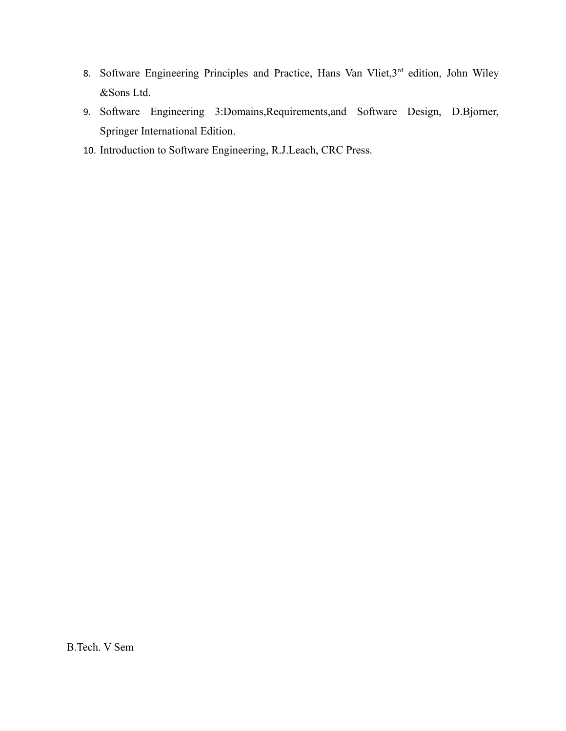8. Software Engineering Principles and Practice, Hans Van Vliet,3rd edition, John Wiley &Sons Ltd.
9. Software Engineering 3:Domains,Requirements,and Software Design, D.Bjorner, Springer International Edition.
10. Introduction to Software Engineering, R.J.Leach, CRC Press.

B.Tech. V Sem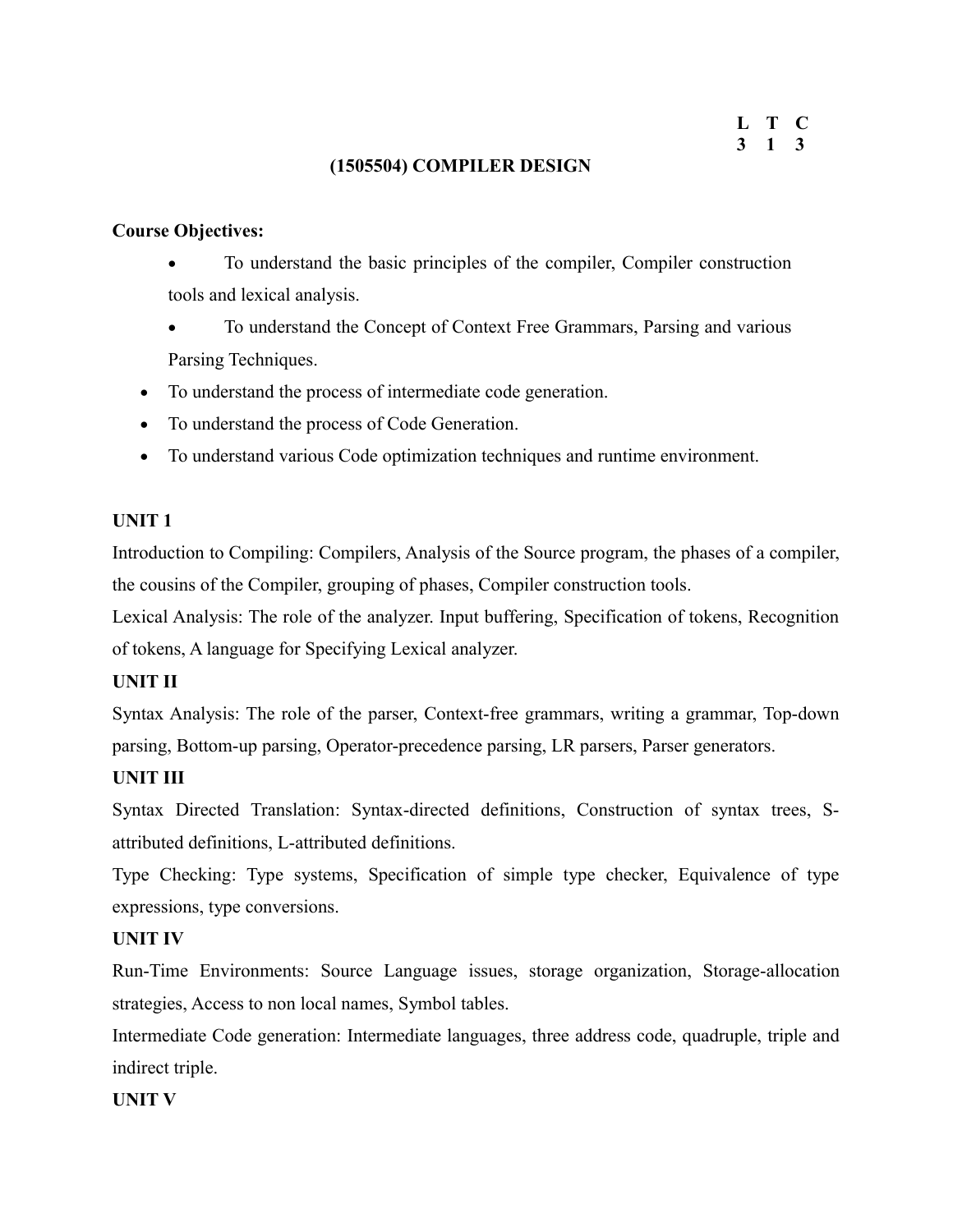| L | T | C |
|---|---|---|
| 3 | 1 | 3 |

## (1505504) COMPILER DESIGN

**Course Objectives:**

- To understand the basic principles of the compiler, Compiler construction tools and lexical analysis.
- To understand the Concept of Context Free Grammars, Parsing and various Parsing Techniques.
- To understand the process of intermediate code generation.
- To understand the process of Code Generation.
- To understand various Code optimization techniques and runtime environment.

**UNIT 1**

Introduction to Compiling: Compilers, Analysis of the Source program, the phases of a compiler, the cousins of the Compiler, grouping of phases, Compiler construction tools.

Lexical Analysis: The role of the analyzer. Input buffering, Specification of tokens, Recognition of tokens, A language for Specifying Lexical analyzer.

**UNIT II**

Syntax Analysis: The role of the parser, Context-free grammars, writing a grammar, Top-down parsing, Bottom-up parsing, Operator-precedence parsing, LR parsers, Parser generators.

**UNIT III**

Syntax Directed Translation: Syntax-directed definitions, Construction of syntax trees, S-attributed definitions, L-attributed definitions.

Type Checking: Type systems, Specification of simple type checker, Equivalence of type expressions, type conversions.

**UNIT IV**

Run-Time Environments: Source Language issues, storage organization, Storage-allocation strategies, Access to non local names, Symbol tables.

Intermediate Code generation: Intermediate languages, three address code, quadruple, triple and indirect triple.

**UNIT V**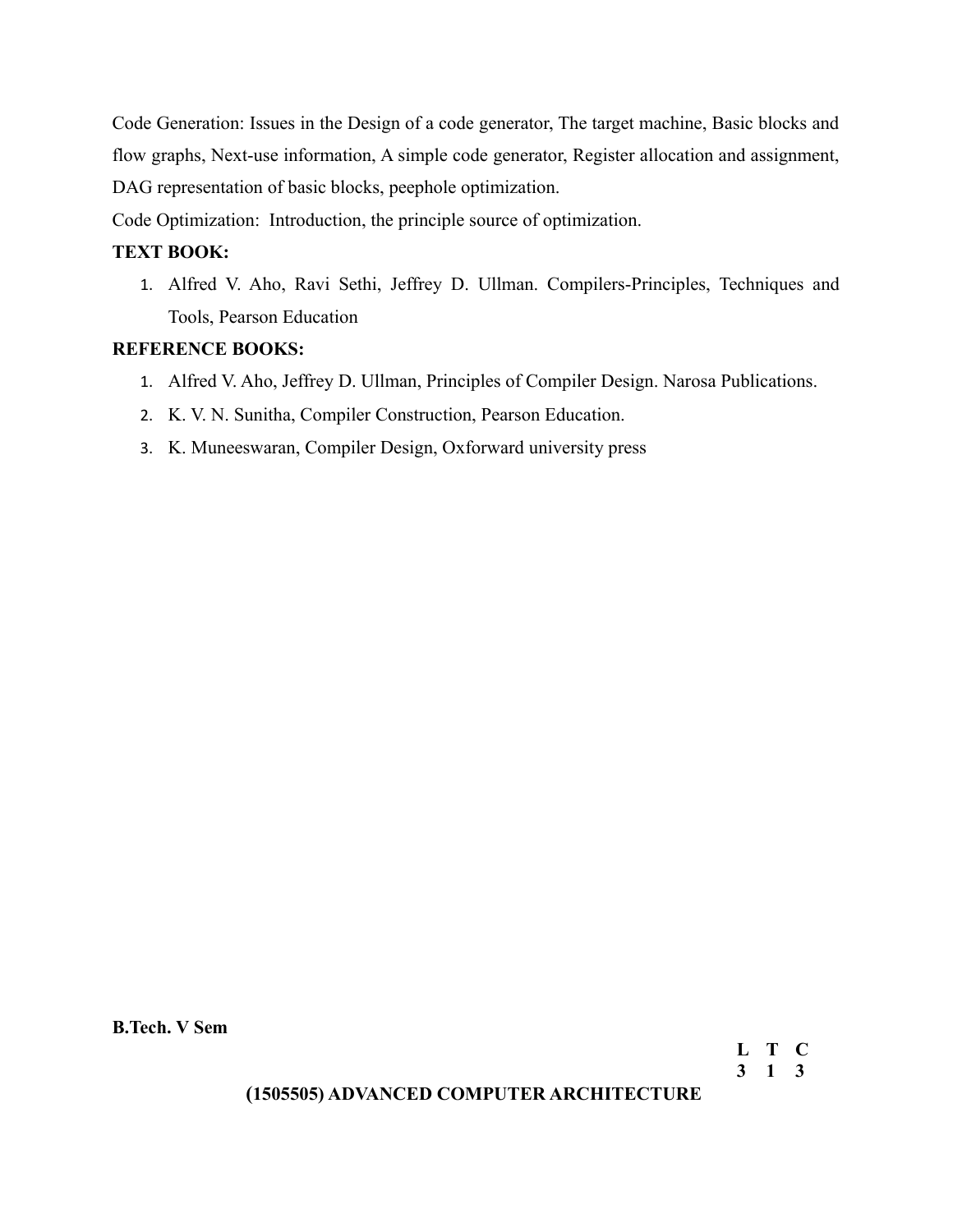Code Generation: Issues in the Design of a code generator, The target machine, Basic blocks and flow graphs, Next-use information, A simple code generator, Register allocation and assignment, DAG representation of basic blocks, peephole optimization.

Code Optimization:  Introduction, the principle source of optimization.

**TEXT BOOK:**

1. Alfred V. Aho, Ravi Sethi, Jeffrey D. Ullman. Compilers-Principles, Techniques and Tools, Pearson Education

**REFERENCE BOOKS:**

1. Alfred V. Aho, Jeffrey D. Ullman, Principles of Compiler Design. Narosa Publications.
2. K. V. N. Sunitha, Compiler Construction, Pearson Education.
3. K. Muneeswaran, Compiler Design, Oxforward university press

**B.Tech. V Sem**

| L | T | C |
|---|---|---|
| 3 | 1 | 3 |

**(1505505) ADVANCED COMPUTER ARCHITECTURE**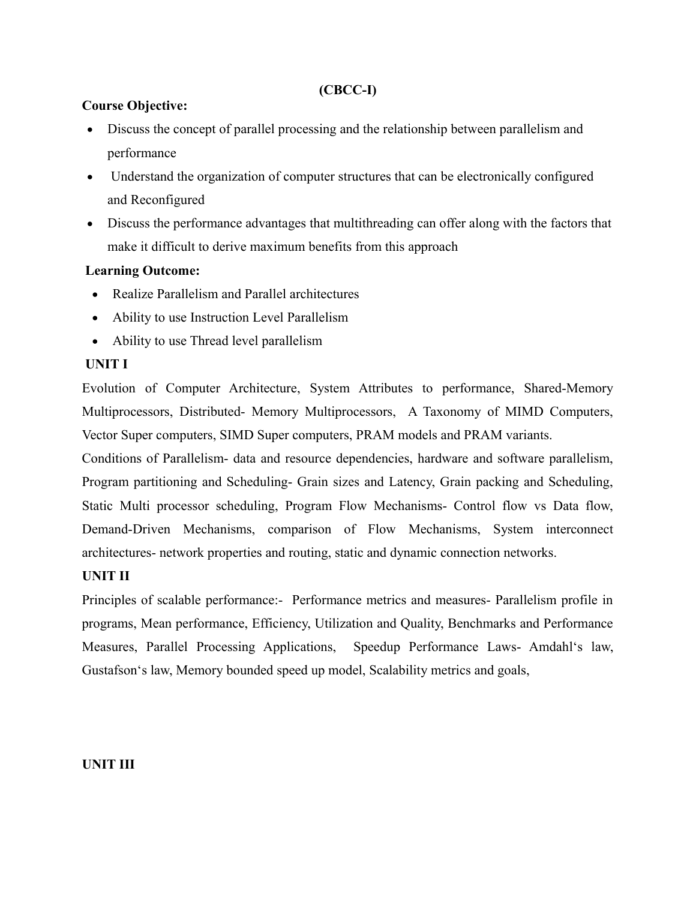**(CBCC-I)**

**Course Objective:**

- Discuss the concept of parallel processing and the relationship between parallelism and performance
- Understand the organization of computer structures that can be electronically configured and Reconfigured
- Discuss the performance advantages that multithreading can offer along with the factors that make it difficult to derive maximum benefits from this approach

**Learning Outcome:**

- Realize Parallelism and Parallel architectures
- Ability to use Instruction Level Parallelism
- Ability to use Thread level parallelism

**UNIT I**

Evolution of Computer Architecture, System Attributes to performance, Shared-Memory Multiprocessors, Distributed- Memory Multiprocessors, A Taxonomy of MIMD Computers, Vector Super computers, SIMD Super computers, PRAM models and PRAM variants.

Conditions of Parallelism- data and resource dependencies, hardware and software parallelism, Program partitioning and Scheduling- Grain sizes and Latency, Grain packing and Scheduling, Static Multi processor scheduling, Program Flow Mechanisms- Control flow vs Data flow, Demand-Driven Mechanisms, comparison of Flow Mechanisms, System interconnect architectures- network properties and routing, static and dynamic connection networks.

**UNIT II**

Principles of scalable performance:- Performance metrics and measures- Parallelism profile in programs, Mean performance, Efficiency, Utilization and Quality, Benchmarks and Performance Measures, Parallel Processing Applications, Speedup Performance Laws- Amdahl's law, Gustafson's law, Memory bounded speed up model, Scalability metrics and goals,

**UNIT III**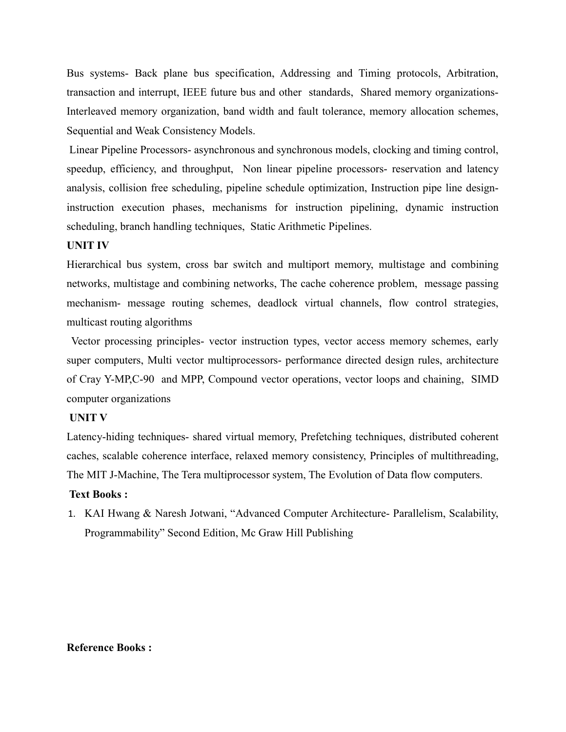Bus systems- Back plane bus specification, Addressing and Timing protocols, Arbitration, transaction and interrupt, IEEE future bus and other standards, Shared memory organizations- Interleaved memory organization, band width and fault tolerance, memory allocation schemes, Sequential and Weak Consistency Models.

Linear Pipeline Processors- asynchronous and synchronous models, clocking and timing control, speedup, efficiency, and throughput, Non linear pipeline processors- reservation and latency analysis, collision free scheduling, pipeline schedule optimization, Instruction pipe line design- instruction execution phases, mechanisms for instruction pipelining, dynamic instruction scheduling, branch handling techniques, Static Arithmetic Pipelines.

**UNIT IV**

Hierarchical bus system, cross bar switch and multiport memory, multistage and combining networks, multistage and combining networks, The cache coherence problem, message passing mechanism- message routing schemes, deadlock virtual channels, flow control strategies, multicast routing algorithms

Vector processing principles- vector instruction types, vector access memory schemes, early super computers, Multi vector multiprocessors- performance directed design rules, architecture of Cray Y-MP,C-90 and MPP, Compound vector operations, vector loops and chaining, SIMD computer organizations

**UNIT V**

Latency-hiding techniques- shared virtual memory, Prefetching techniques, distributed coherent caches, scalable coherence interface, relaxed memory consistency, Principles of multithreading, The MIT J-Machine, The Tera multiprocessor system, The Evolution of Data flow computers.

**Text Books :**

1. KAI Hwang & Naresh Jotwani, "Advanced Computer Architecture- Parallelism, Scalability, Programmability" Second Edition, Mc Graw Hill Publishing

**Reference Books :**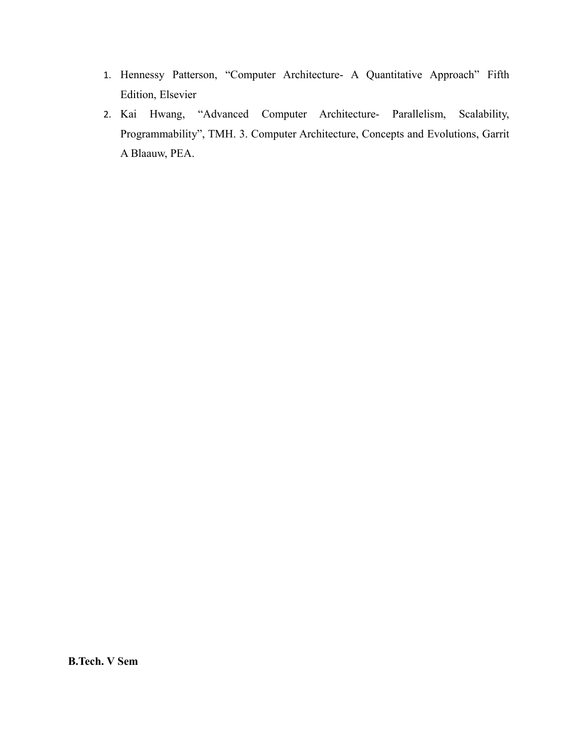1. Hennessy Patterson, “Computer Architecture- A Quantitative Approach” Fifth Edition, Elsevier
2. Kai Hwang, “Advanced Computer Architecture- Parallelism, Scalability, Programmability”, TMH. 3. Computer Architecture, Concepts and Evolutions, Garrit A Blaauw, PEA.

**B.Tech. V Sem**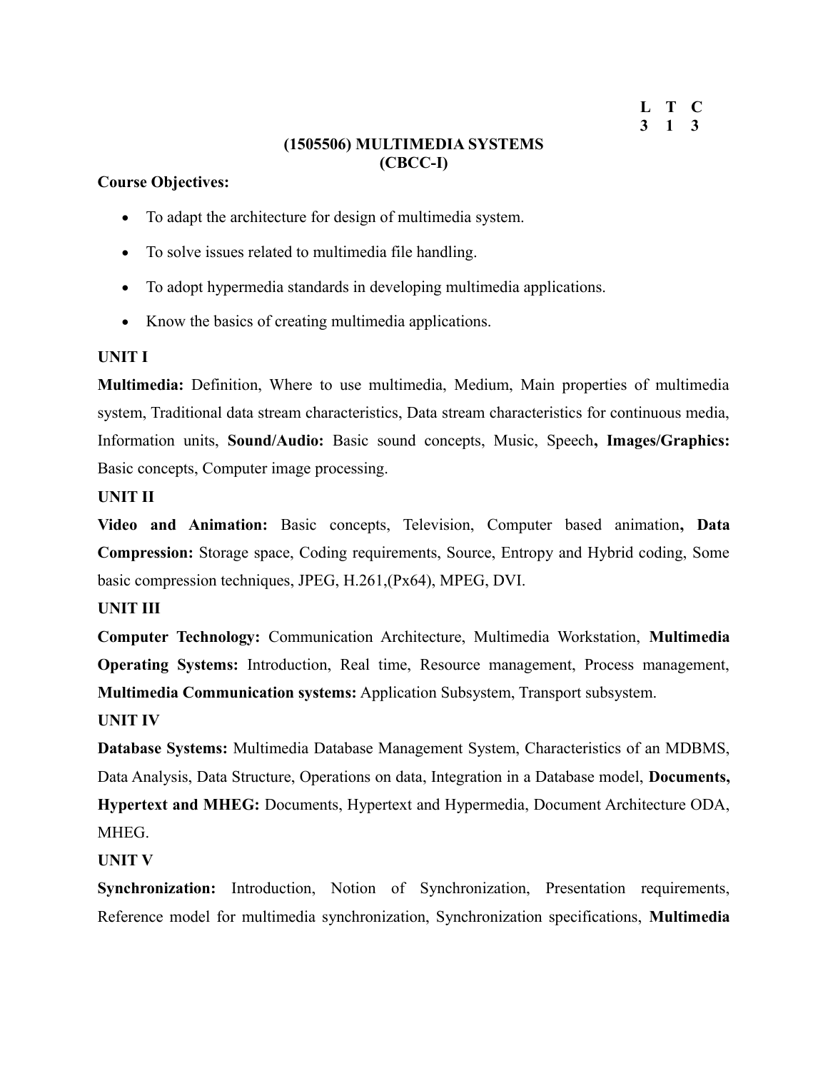| L | T | C |
|---|---|---|
| 3 | 1 | 3 |

## (1505506) MULTIMEDIA SYSTEMS
## (CBCC-I)

**Course Objectives:**

- To adapt the architecture for design of multimedia system.
- To solve issues related to multimedia file handling.
- To adopt hypermedia standards in developing multimedia applications.
- Know the basics of creating multimedia applications.

**UNIT I**

**Multimedia:** Definition, Where to use multimedia, Medium, Main properties of multimedia system, Traditional data stream characteristics, Data stream characteristics for continuous media, Information units, **Sound/Audio:** Basic sound concepts, Music, Speech**, Images/Graphics:** Basic concepts, Computer image processing.

**UNIT II**

**Video and Animation:** Basic concepts, Television, Computer based animation**, Data Compression:** Storage space, Coding requirements, Source, Entropy and Hybrid coding, Some basic compression techniques, JPEG, H.261,(Px64), MPEG, DVI.

**UNIT III**

**Computer Technology:** Communication Architecture, Multimedia Workstation, **Multimedia Operating Systems:** Introduction, Real time, Resource management, Process management, **Multimedia Communication systems:** Application Subsystem, Transport subsystem.

**UNIT IV**

**Database Systems:** Multimedia Database Management System, Characteristics of an MDBMS, Data Analysis, Data Structure, Operations on data, Integration in a Database model, **Documents, Hypertext and MHEG:** Documents, Hypertext and Hypermedia, Document Architecture ODA, MHEG.

**UNIT V**

**Synchronization:** Introduction, Notion of Synchronization, Presentation requirements, Reference model for multimedia synchronization, Synchronization specifications, **Multimedia**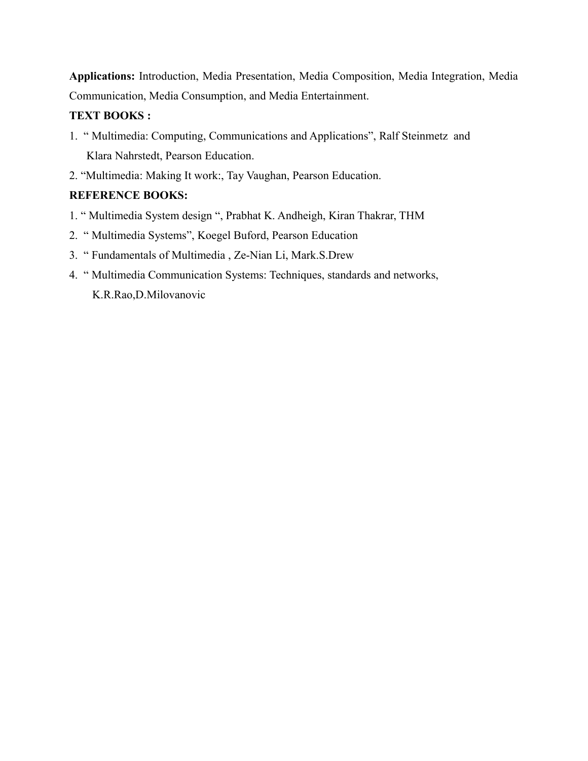**Applications:** Introduction, Media Presentation, Media Composition, Media Integration, Media Communication, Media Consumption, and Media Entertainment.

**TEXT BOOKS :**

1. " Multimedia: Computing, Communications and Applications", Ralf Steinmetz and Klara Nahrstedt, Pearson Education.
2. "Multimedia: Making It work:, Tay Vaughan, Pearson Education.

**REFERENCE BOOKS:**

1. " Multimedia System design ", Prabhat K. Andheigh, Kiran Thakrar, THM
2. " Multimedia Systems", Koegel Buford, Pearson Education
3. " Fundamentals of Multimedia , Ze-Nian Li, Mark.S.Drew
4. " Multimedia Communication Systems: Techniques, standards and networks, K.R.Rao,D.Milovanovic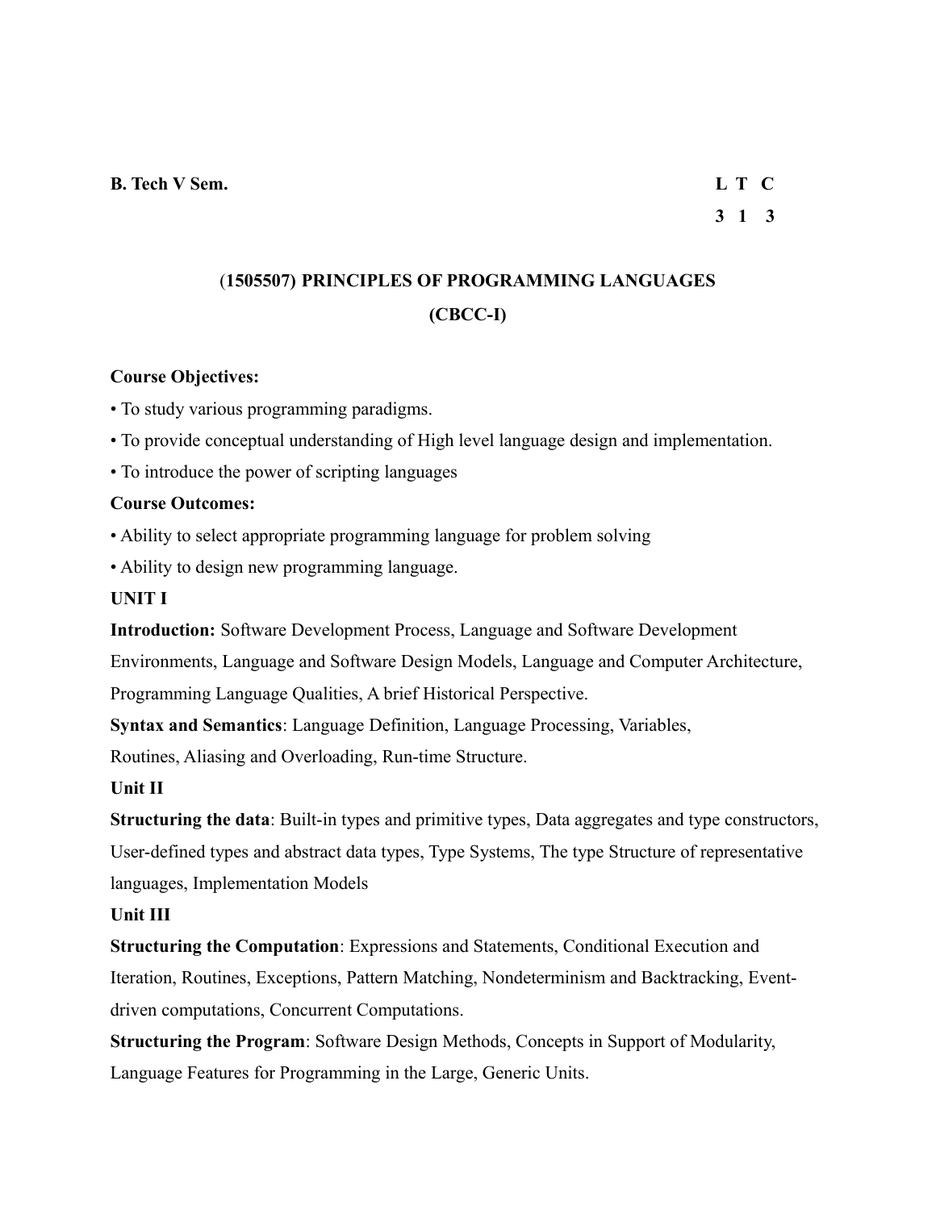**B. Tech V Sem.** **L T C**

**3 1 3**

## (1505507) PRINCIPLES OF PROGRAMMING LANGUAGES
## (CBCC-I)

**Course Objectives:**

- To study various programming paradigms.
- To provide conceptual understanding of High level language design and implementation.
- To introduce the power of scripting languages

**Course Outcomes:**

- Ability to select appropriate programming language for problem solving
- Ability to design new programming language.

**UNIT I**

**Introduction:** Software Development Process, Language and Software Development Environments, Language and Software Design Models, Language and Computer Architecture, Programming Language Qualities, A brief Historical Perspective.

**Syntax and Semantics**: Language Definition, Language Processing, Variables, Routines, Aliasing and Overloading, Run-time Structure.

**Unit II**

**Structuring the data**: Built-in types and primitive types, Data aggregates and type constructors, User-defined types and abstract data types, Type Systems, The type Structure of representative languages, Implementation Models

**Unit III**

**Structuring the Computation**: Expressions and Statements, Conditional Execution and Iteration, Routines, Exceptions, Pattern Matching, Nondeterminism and Backtracking, Event-driven computations, Concurrent Computations.

**Structuring the Program**: Software Design Methods, Concepts in Support of Modularity, Language Features for Programming in the Large, Generic Units.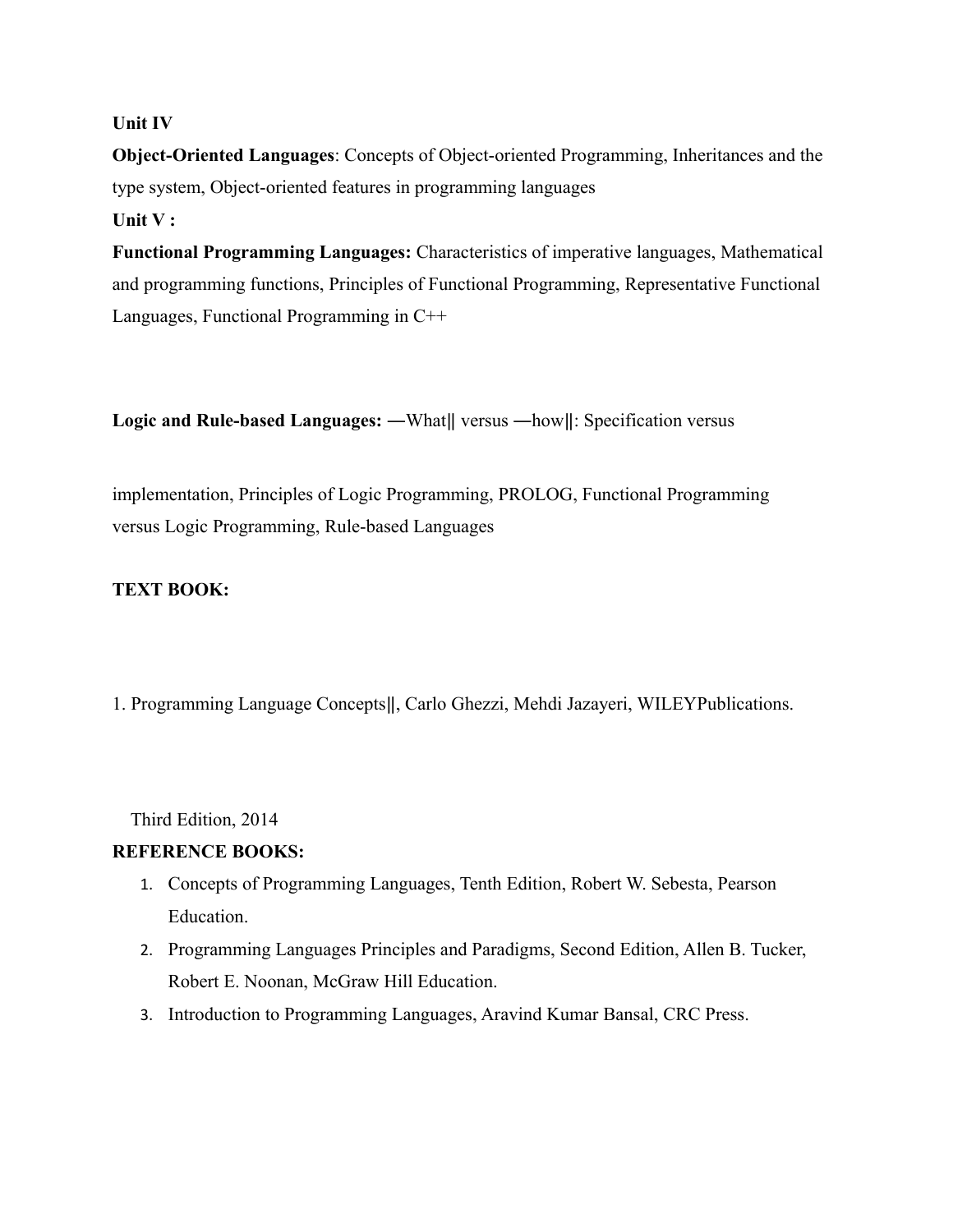**Unit IV**

**Object-Oriented Languages**: Concepts of Object-oriented Programming, Inheritances and the type system, Object-oriented features in programming languages

**Unit V :**

**Functional Programming Languages:** Characteristics of imperative languages, Mathematical and programming functions, Principles of Functional Programming, Representative Functional Languages, Functional Programming in C++

**Logic and Rule-based Languages:** ―What‖ versus ―how‖: Specification versus

implementation, Principles of Logic Programming, PROLOG, Functional Programming versus Logic Programming, Rule-based Languages

**TEXT BOOK:**

1. Programming Language Concepts‖, Carlo Ghezzi, Mehdi Jazayeri, WILEYPublications.

Third Edition, 2014

**REFERENCE BOOKS:**

1. Concepts of Programming Languages, Tenth Edition, Robert W. Sebesta, Pearson Education.
2. Programming Languages Principles and Paradigms, Second Edition, Allen B. Tucker, Robert E. Noonan, McGraw Hill Education.
3. Introduction to Programming Languages, Aravind Kumar Bansal, CRC Press.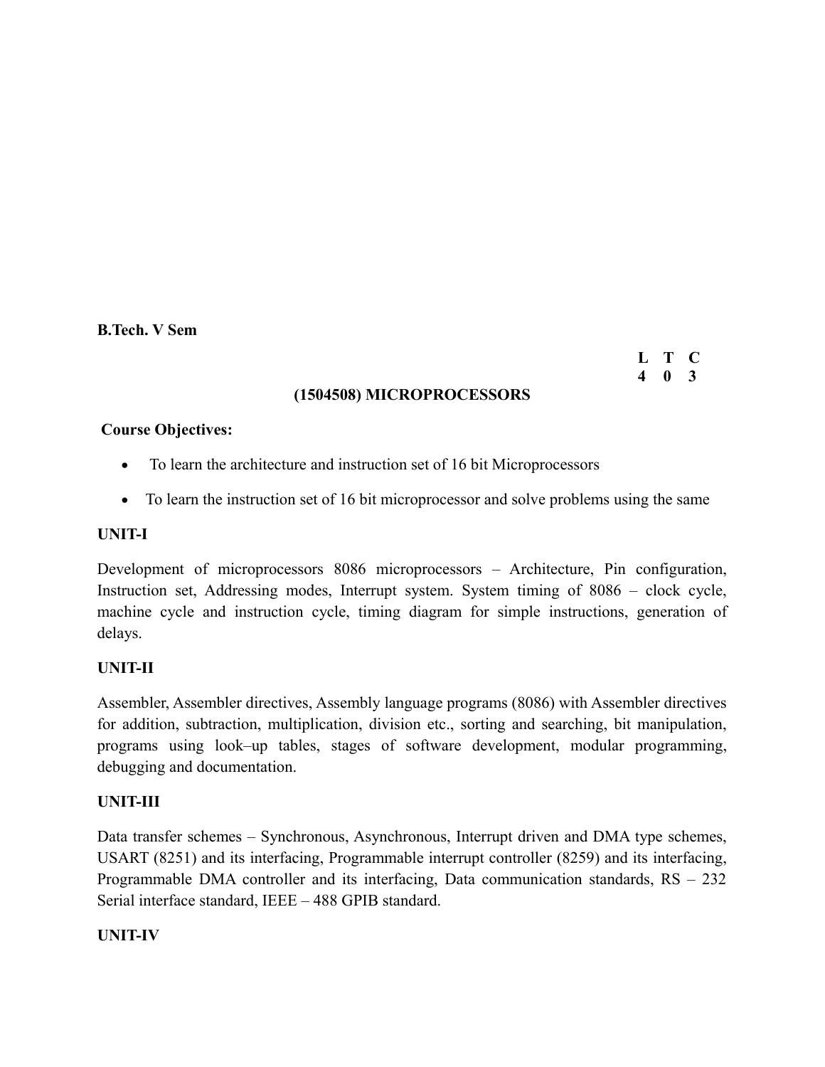**B.Tech. V Sem**

| L | T | C |
|---|---|---|
| 4 | 0 | 3 |

## (1504508) MICROPROCESSORS

**Course Objectives:**

- To learn the architecture and instruction set of 16 bit Microprocessors
- To learn the instruction set of 16 bit microprocessor and solve problems using the same

### UNIT-I

Development of microprocessors 8086 microprocessors – Architecture, Pin configuration, Instruction set, Addressing modes, Interrupt system. System timing of 8086 – clock cycle, machine cycle and instruction cycle, timing diagram for simple instructions, generation of delays.

### UNIT-II

Assembler, Assembler directives, Assembly language programs (8086) with Assembler directives for addition, subtraction, multiplication, division etc., sorting and searching, bit manipulation, programs using look–up tables, stages of software development, modular programming, debugging and documentation.

### UNIT-III

Data transfer schemes – Synchronous, Asynchronous, Interrupt driven and DMA type schemes, USART (8251) and its interfacing, Programmable interrupt controller (8259) and its interfacing, Programmable DMA controller and its interfacing, Data communication standards, RS – 232 Serial interface standard, IEEE – 488 GPIB standard.

### UNIT-IV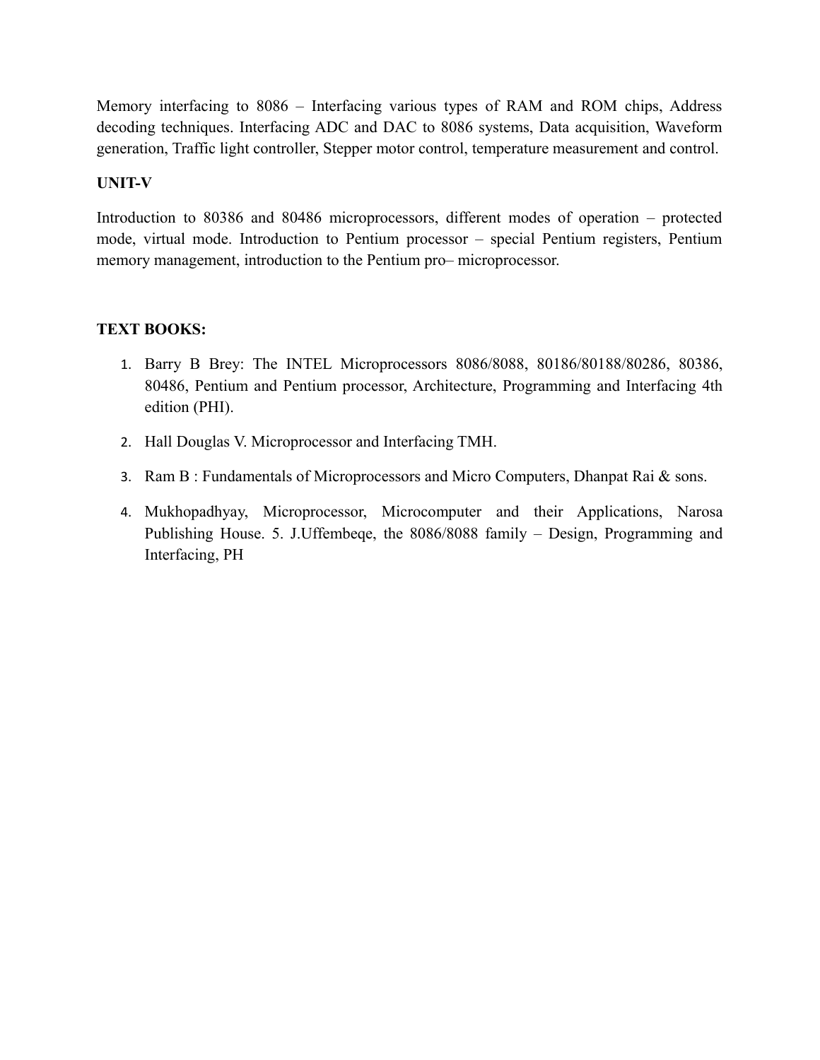Memory interfacing to 8086 – Interfacing various types of RAM and ROM chips, Address decoding techniques. Interfacing ADC and DAC to 8086 systems, Data acquisition, Waveform generation, Traffic light controller, Stepper motor control, temperature measurement and control.

**UNIT-V**

Introduction to 80386 and 80486 microprocessors, different modes of operation – protected mode, virtual mode. Introduction to Pentium processor – special Pentium registers, Pentium memory management, introduction to the Pentium pro– microprocessor.

**TEXT BOOKS:**

1. Barry B Brey: The INTEL Microprocessors 8086/8088, 80186/80188/80286, 80386, 80486, Pentium and Pentium processor, Architecture, Programming and Interfacing 4th edition (PHI).
2. Hall Douglas V. Microprocessor and Interfacing TMH.
3. Ram B : Fundamentals of Microprocessors and Micro Computers, Dhanpat Rai & sons.
4. Mukhopadhyay, Microprocessor, Microcomputer and their Applications, Narosa Publishing House. 5. J.Uffembeqe, the 8086/8088 family – Design, Programming and Interfacing, PH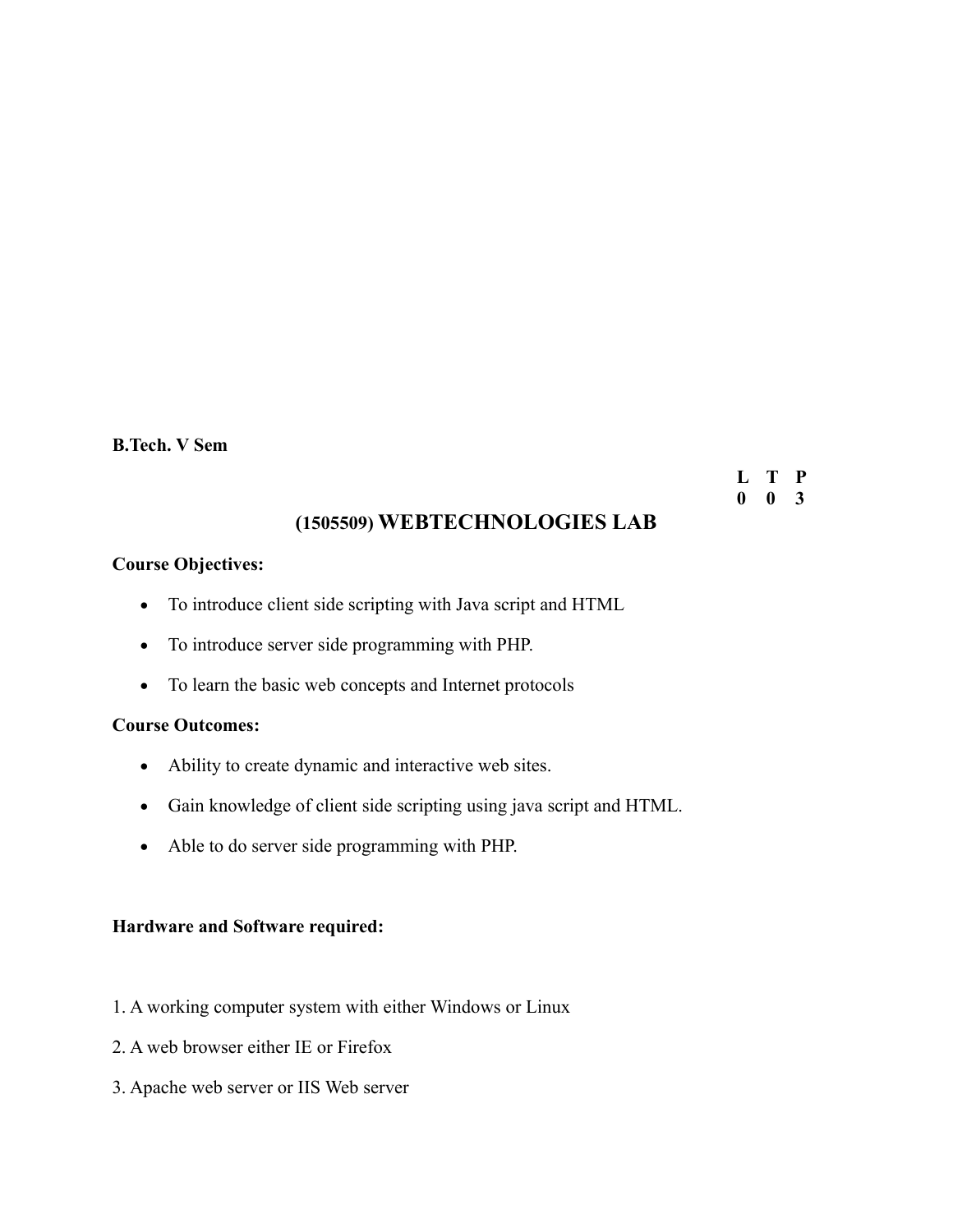**B.Tech. V Sem**

| L | T | P |
|---|---|---|
| 0 | 0 | 3 |

## (1505509) WEBTECHNOLOGIES LAB

**Course Objectives:**

- To introduce client side scripting with Java script and HTML
- To introduce server side programming with PHP.
- To learn the basic web concepts and Internet protocols

**Course Outcomes:**

- Ability to create dynamic and interactive web sites.
- Gain knowledge of client side scripting using java script and HTML.
- Able to do server side programming with PHP.

**Hardware and Software required:**

1. A working computer system with either Windows or Linux
2. A web browser either IE or Firefox
3. Apache web server or IIS Web server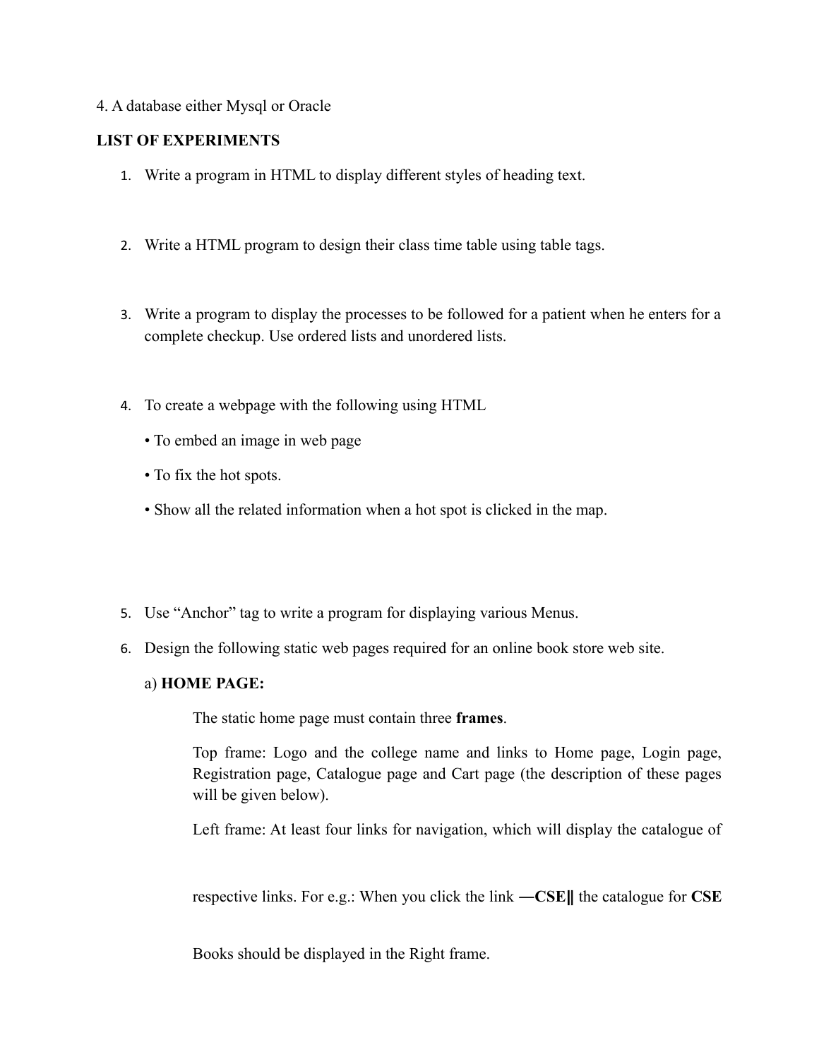4. A database either Mysql or Oracle

**LIST OF EXPERIMENTS**

1. Write a program in HTML to display different styles of heading text.

2. Write a HTML program to design their class time table using table tags.

3. Write a program to display the processes to be followed for a patient when he enters for a complete checkup. Use ordered lists and unordered lists.

4. To create a webpage with the following using HTML

   • To embed an image in web page

   • To fix the hot spots.

   • Show all the related information when a hot spot is clicked in the map.

5. Use "Anchor" tag to write a program for displaying various Menus.

6. Design the following static web pages required for an online book store web site.

   a) **HOME PAGE:**

   The static home page must contain three **frames**.

   Top frame: Logo and the college name and links to Home page, Login page, Registration page, Catalogue page and Cart page (the description of these pages will be given below).

   Left frame: At least four links for navigation, which will display the catalogue of respective links. For e.g.: When you click the link **―CSE‖** the catalogue for **CSE** Books should be displayed in the Right frame.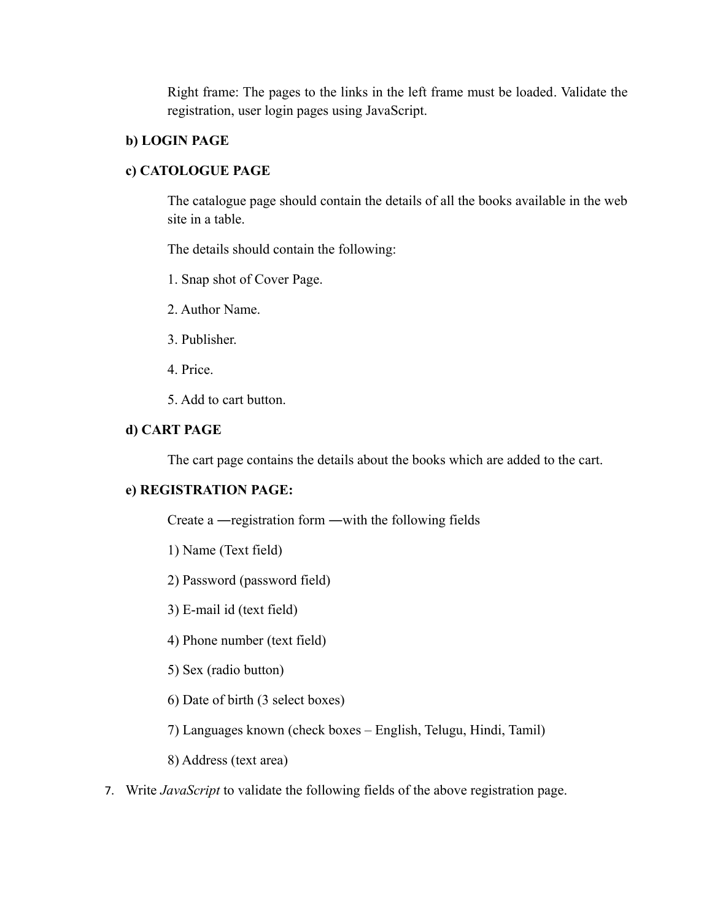Right frame: The pages to the links in the left frame must be loaded. Validate the registration, user login pages using JavaScript.

**b) LOGIN PAGE**

**c) CATOLOGUE PAGE**

The catalogue page should contain the details of all the books available in the web site in a table.

The details should contain the following:

1. Snap shot of Cover Page.

2. Author Name.

3. Publisher.

4. Price.

5. Add to cart button.

**d) CART PAGE**

The cart page contains the details about the books which are added to the cart.

**e) REGISTRATION PAGE:**

Create a ―registration form ―with the following fields

1) Name (Text field)

2) Password (password field)

3) E-mail id (text field)

4) Phone number (text field)

5) Sex (radio button)

6) Date of birth (3 select boxes)

7) Languages known (check boxes – English, Telugu, Hindi, Tamil)

8) Address (text area)

7. Write *JavaScript* to validate the following fields of the above registration page.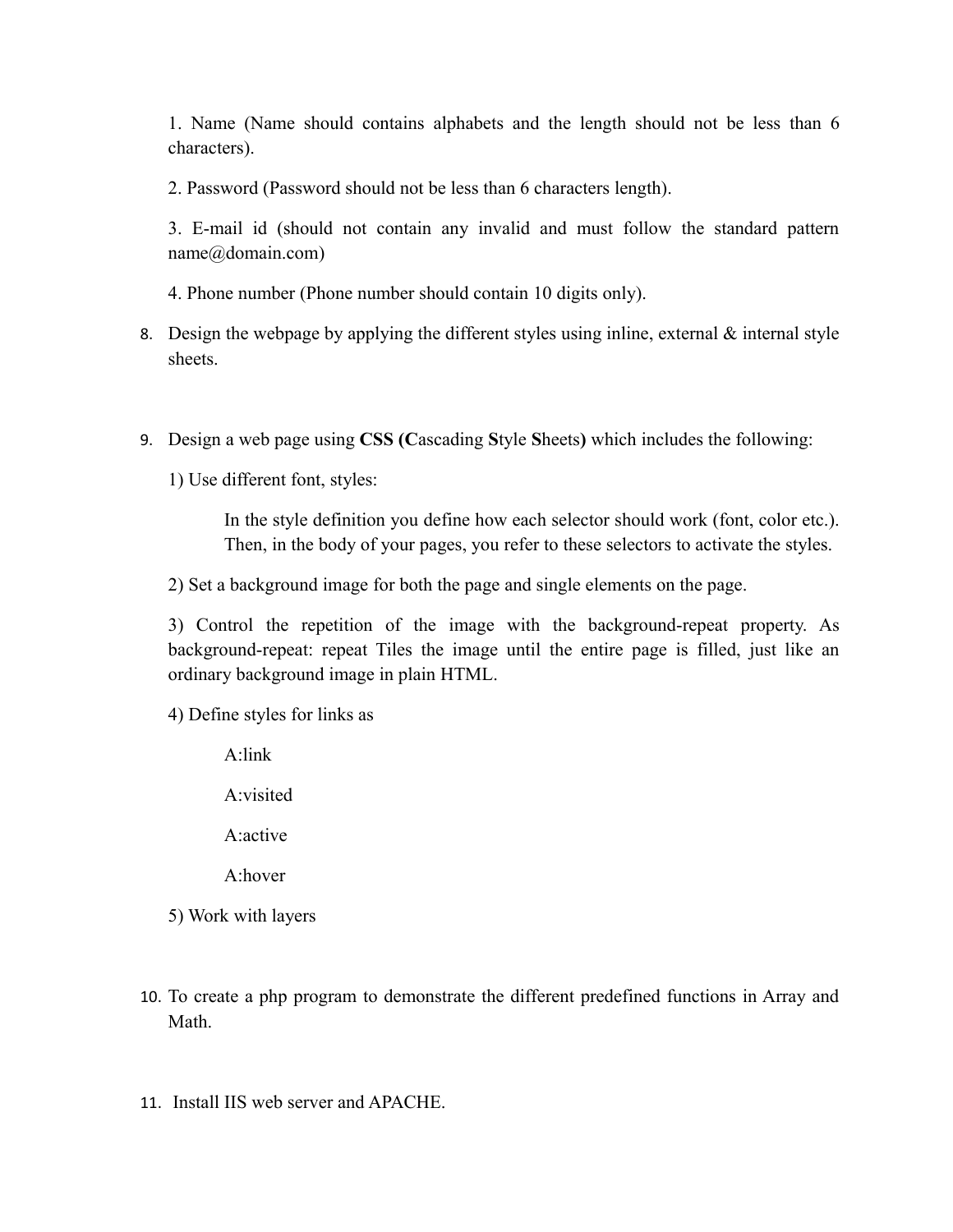1. Name (Name should contains alphabets and the length should not be less than 6 characters).

2. Password (Password should not be less than 6 characters length).

3. E-mail id (should not contain any invalid and must follow the standard pattern name@domain.com)

4. Phone number (Phone number should contain 10 digits only).

8. Design the webpage by applying the different styles using inline, external & internal style sheets.

9. Design a web page using **CSS (C**ascading **S**tyle **S**heets**)** which includes the following:

   1) Use different font, styles:

      In the style definition you define how each selector should work (font, color etc.). Then, in the body of your pages, you refer to these selectors to activate the styles.

   2) Set a background image for both the page and single elements on the page.

   3) Control the repetition of the image with the background-repeat property. As background-repeat: repeat Tiles the image until the entire page is filled, just like an ordinary background image in plain HTML.

   4) Define styles for links as

      A:link

      A:visited

      A:active

      A:hover

   5) Work with layers

10. To create a php program to demonstrate the different predefined functions in Array and Math.

11. Install IIS web server and APACHE.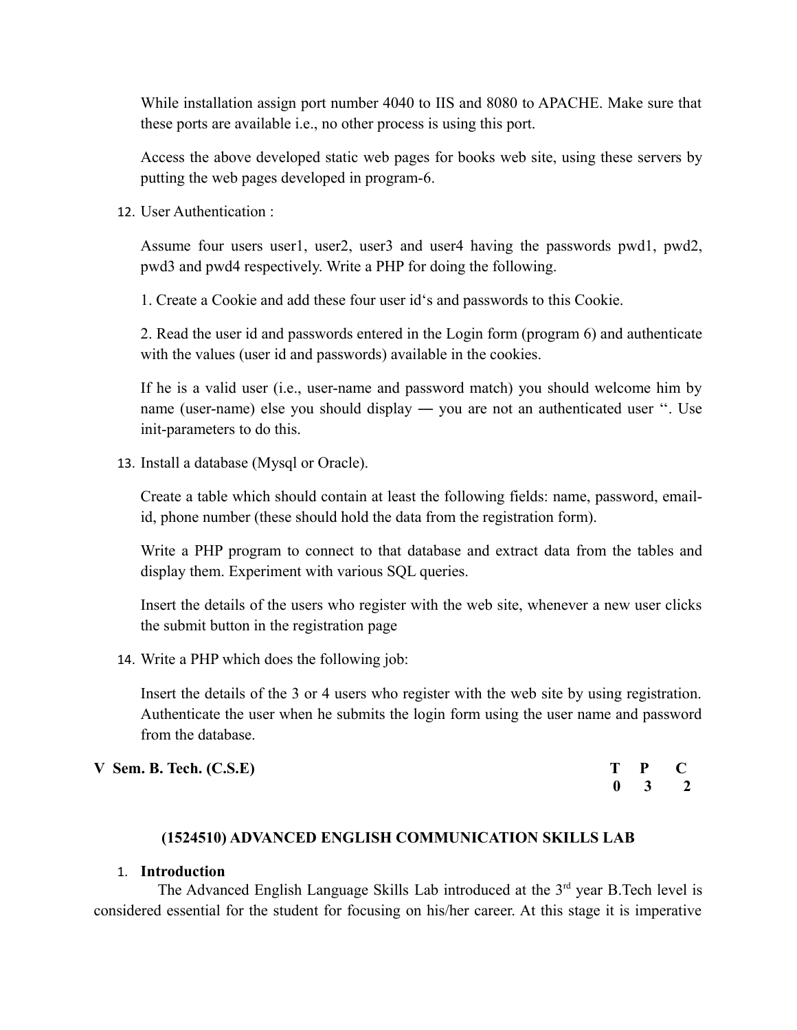While installation assign port number 4040 to IIS and 8080 to APACHE. Make sure that these ports are available i.e., no other process is using this port.

Access the above developed static web pages for books web site, using these servers by putting the web pages developed in program-6.

12. User Authentication :

    Assume four users user1, user2, user3 and user4 having the passwords pwd1, pwd2, pwd3 and pwd4 respectively. Write a PHP for doing the following.

    1. Create a Cookie and add these four user id‘s and passwords to this Cookie.

    2. Read the user id and passwords entered in the Login form (program 6) and authenticate with the values (user id and passwords) available in the cookies.

    If he is a valid user (i.e., user-name and password match) you should welcome him by name (user-name) else you should display ― you are not an authenticated user ‘‘. Use init-parameters to do this.

13. Install a database (Mysql or Oracle).

    Create a table which should contain at least the following fields: name, password, email-id, phone number (these should hold the data from the registration form).

    Write a PHP program to connect to that database and extract data from the tables and display them. Experiment with various SQL queries.

    Insert the details of the users who register with the web site, whenever a new user clicks the submit button in the registration page

14. Write a PHP which does the following job:

    Insert the details of the 3 or 4 users who register with the web site by using registration. Authenticate the user when he submits the login form using the user name and password from the database.

**V Sem. B. Tech. (C.S.E)**

| T | P | C |
|---|---|---|
| 0 | 3 | 2 |

## (1524510) ADVANCED ENGLISH COMMUNICATION SKILLS LAB

1. **Introduction**

The Advanced English Language Skills Lab introduced at the 3rd year B.Tech level is considered essential for the student for focusing on his/her career. At this stage it is imperative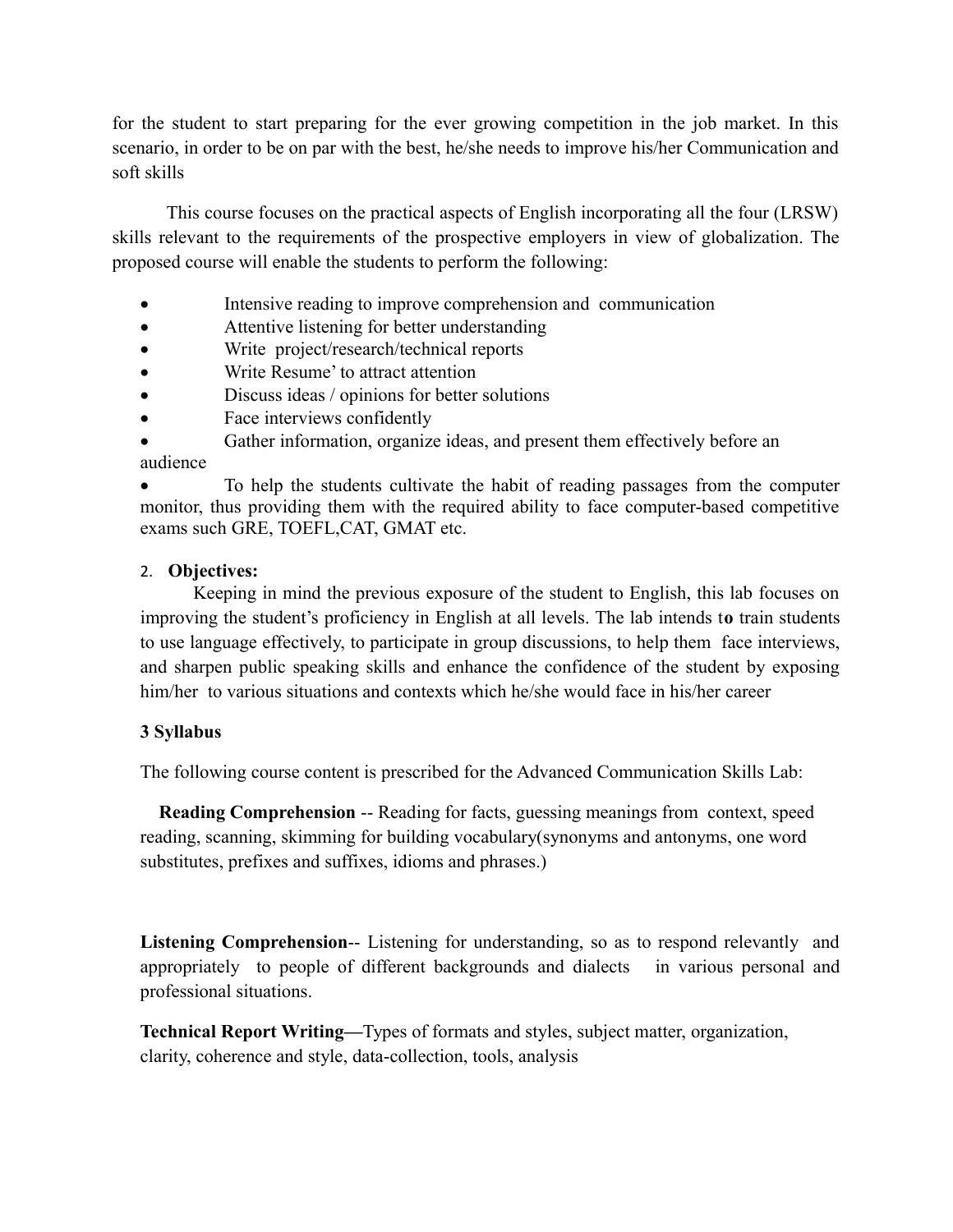for the student to start preparing for the ever growing competition in the job market. In this scenario, in order to be on par with the best, he/she needs to improve his/her Communication and soft skills

This course focuses on the practical aspects of English incorporating all the four (LRSW) skills relevant to the requirements of the prospective employers in view of globalization. The proposed course will enable the students to perform the following:

- Intensive reading to improve comprehension and communication
- Attentive listening for better understanding
- Write project/research/technical reports
- Write Resume' to attract attention
- Discuss ideas / opinions for better solutions
- Face interviews confidently
- Gather information, organize ideas, and present them effectively before an audience
- To help the students cultivate the habit of reading passages from the computer monitor, thus providing them with the required ability to face computer-based competitive exams such GRE, TOEFL,CAT, GMAT etc.

2. **Objectives:**

Keeping in mind the previous exposure of the student to English, this lab focuses on improving the student's proficiency in English at all levels. The lab intends to train students to use language effectively, to participate in group discussions, to help them face interviews, and sharpen public speaking skills and enhance the confidence of the student by exposing him/her to various situations and contexts which he/she would face in his/her career

**3 Syllabus**

The following course content is prescribed for the Advanced Communication Skills Lab:

**Reading Comprehension** -- Reading for facts, guessing meanings from context, speed reading, scanning, skimming for building vocabulary(synonyms and antonyms, one word substitutes, prefixes and suffixes, idioms and phrases.)

**Listening Comprehension**-- Listening for understanding, so as to respond relevantly and appropriately to people of different backgrounds and dialects in various personal and professional situations.

**Technical Report Writing—**Types of formats and styles, subject matter, organization, clarity, coherence and style, data-collection, tools, analysis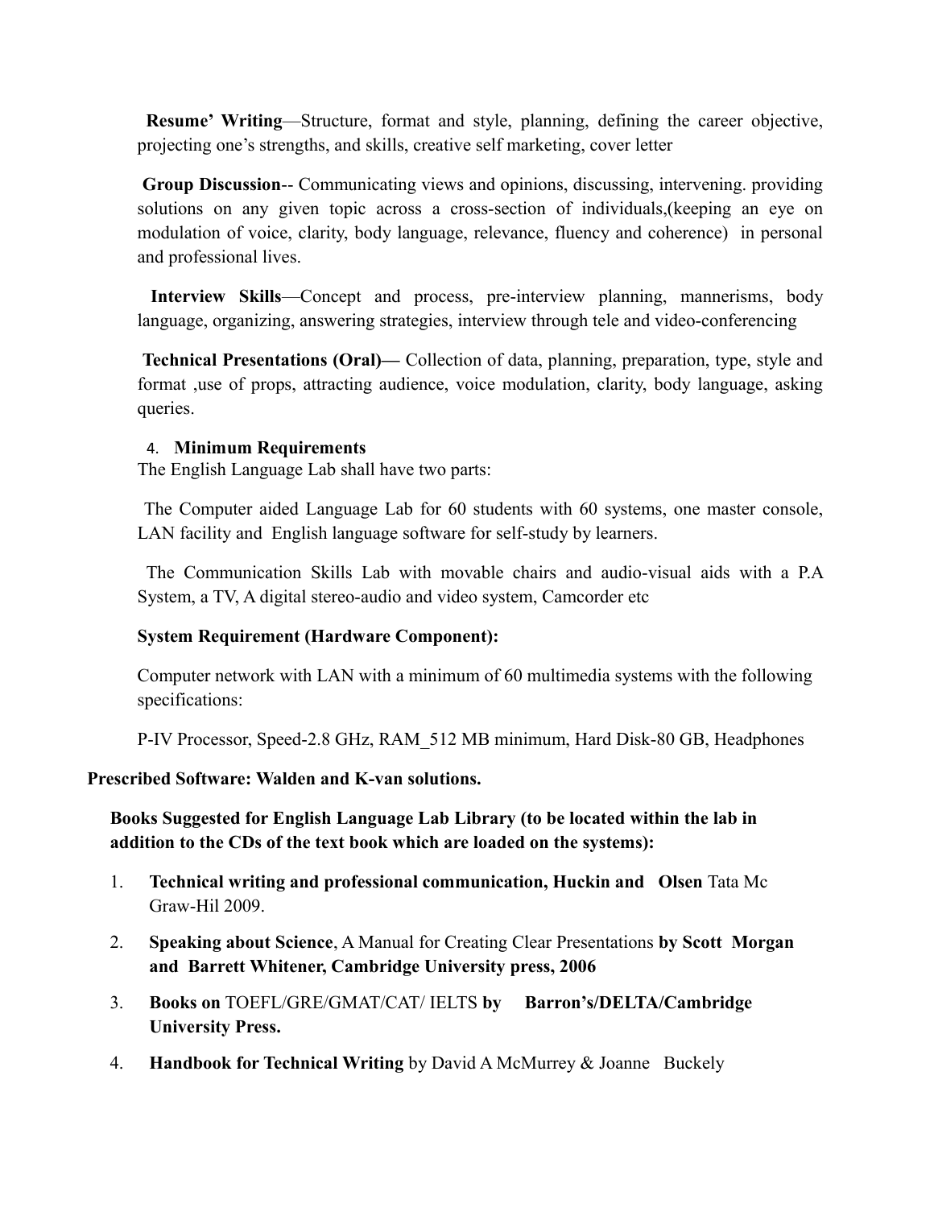**Resume' Writing**—Structure, format and style, planning, defining the career objective, projecting one's strengths, and skills, creative self marketing, cover letter

**Group Discussion**-- Communicating views and opinions, discussing, intervening. providing solutions on any given topic across a cross-section of individuals,(keeping an eye on modulation of voice, clarity, body language, relevance, fluency and coherence) in personal and professional lives.

**Interview Skills**—Concept and process, pre-interview planning, mannerisms, body language, organizing, answering strategies, interview through tele and video-conferencing

**Technical Presentations (Oral)—** Collection of data, planning, preparation, type, style and format ,use of props, attracting audience, voice modulation, clarity, body language, asking queries.

4. **Minimum Requirements**

The English Language Lab shall have two parts:

The Computer aided Language Lab for 60 students with 60 systems, one master console, LAN facility and English language software for self-study by learners.

The Communication Skills Lab with movable chairs and audio-visual aids with a P.A System, a TV, A digital stereo-audio and video system, Camcorder etc

**System Requirement (Hardware Component):**

Computer network with LAN with a minimum of 60 multimedia systems with the following specifications:

P-IV Processor, Speed-2.8 GHz, RAM_512 MB minimum, Hard Disk-80 GB, Headphones

**Prescribed Software: Walden and K-van solutions.**

**Books Suggested for English Language Lab Library (to be located within the lab in addition to the CDs of the text book which are loaded on the systems):**

1. **Technical writing and professional communication, Huckin and Olsen** Tata Mc Graw-Hil 2009.
2. **Speaking about Science**, A Manual for Creating Clear Presentations **by Scott Morgan and Barrett Whitener, Cambridge University press, 2006**
3. **Books on** TOEFL/GRE/GMAT/CAT/ IELTS **by Barron's/DELTA/Cambridge University Press.**
4. **Handbook for Technical Writing** by David A McMurrey & Joanne Buckely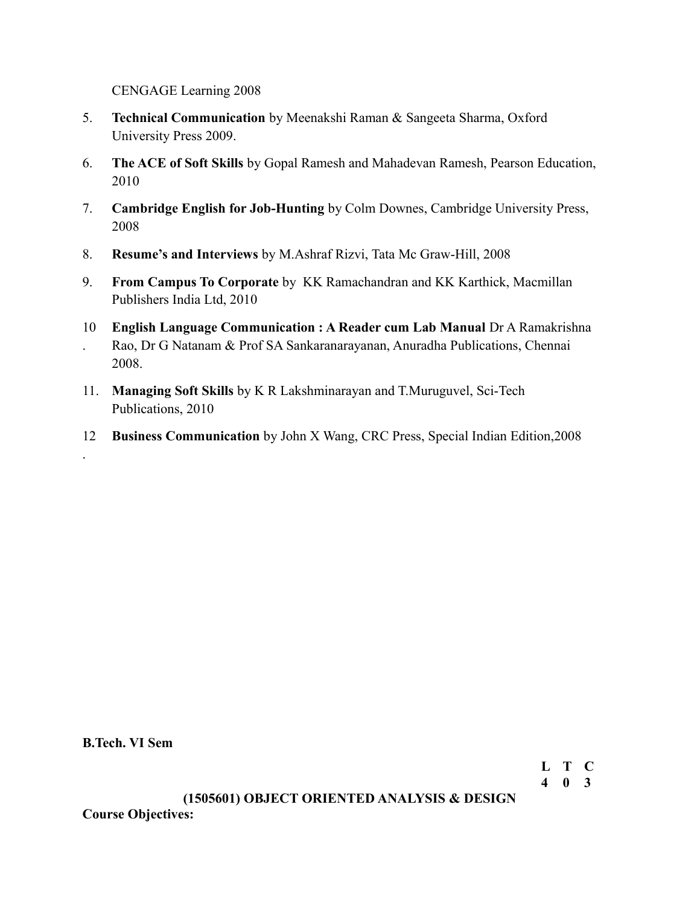CENGAGE Learning 2008

5. **Technical Communication** by Meenakshi Raman & Sangeeta Sharma, Oxford University Press 2009.
6. **The ACE of Soft Skills** by Gopal Ramesh and Mahadevan Ramesh, Pearson Education, 2010
7. **Cambridge English for Job-Hunting** by Colm Downes, Cambridge University Press, 2008
8. **Resume's and Interviews** by M.Ashraf Rizvi, Tata Mc Graw-Hill, 2008
9. **From Campus To Corporate** by KK Ramachandran and KK Karthick, Macmillan Publishers India Ltd, 2010
10. **English Language Communication : A Reader cum Lab Manual** Dr A Ramakrishna Rao, Dr G Natanam & Prof SA Sankaranarayanan, Anuradha Publications, Chennai 2008.
11. **Managing Soft Skills** by K R Lakshminarayan and T.Muruguvel, Sci-Tech Publications, 2010
12. **Business Communication** by John X Wang, CRC Press, Special Indian Edition,2008

**B.Tech. VI Sem**

| L | T | C |
|---|---|---|
| 4 | 0 | 3 |

## (1505601) OBJECT ORIENTED ANALYSIS & DESIGN

**Course Objectives:**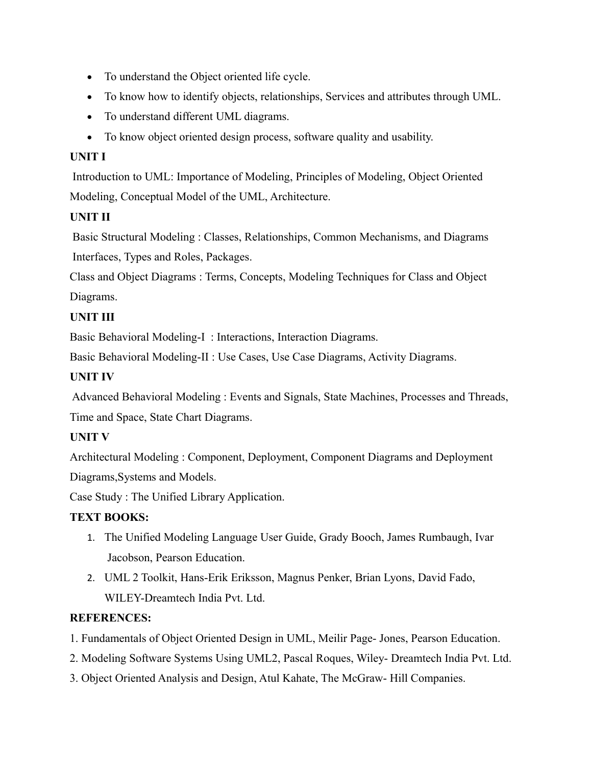- To understand the Object oriented life cycle.
- To know how to identify objects, relationships, Services and attributes through UML.
- To understand different UML diagrams.
- To know object oriented design process, software quality and usability.

**UNIT I**

Introduction to UML: Importance of Modeling, Principles of Modeling, Object Oriented Modeling, Conceptual Model of the UML, Architecture.

**UNIT II**

Basic Structural Modeling : Classes, Relationships, Common Mechanisms, and Diagrams Interfaces, Types and Roles, Packages.

Class and Object Diagrams : Terms, Concepts, Modeling Techniques for Class and Object Diagrams.

**UNIT III**

Basic Behavioral Modeling-I : Interactions, Interaction Diagrams.

Basic Behavioral Modeling-II : Use Cases, Use Case Diagrams, Activity Diagrams.

**UNIT IV**

Advanced Behavioral Modeling : Events and Signals, State Machines, Processes and Threads, Time and Space, State Chart Diagrams.

**UNIT V**

Architectural Modeling : Component, Deployment, Component Diagrams and Deployment Diagrams,Systems and Models.

Case Study : The Unified Library Application.

**TEXT BOOKS:**

1. The Unified Modeling Language User Guide, Grady Booch, James Rumbaugh, Ivar Jacobson, Pearson Education.
2. UML 2 Toolkit, Hans-Erik Eriksson, Magnus Penker, Brian Lyons, David Fado, WILEY-Dreamtech India Pvt. Ltd.

**REFERENCES:**

1. Fundamentals of Object Oriented Design in UML, Meilir Page- Jones, Pearson Education.
2. Modeling Software Systems Using UML2, Pascal Roques, Wiley- Dreamtech India Pvt. Ltd.
3. Object Oriented Analysis and Design, Atul Kahate, The McGraw- Hill Companies.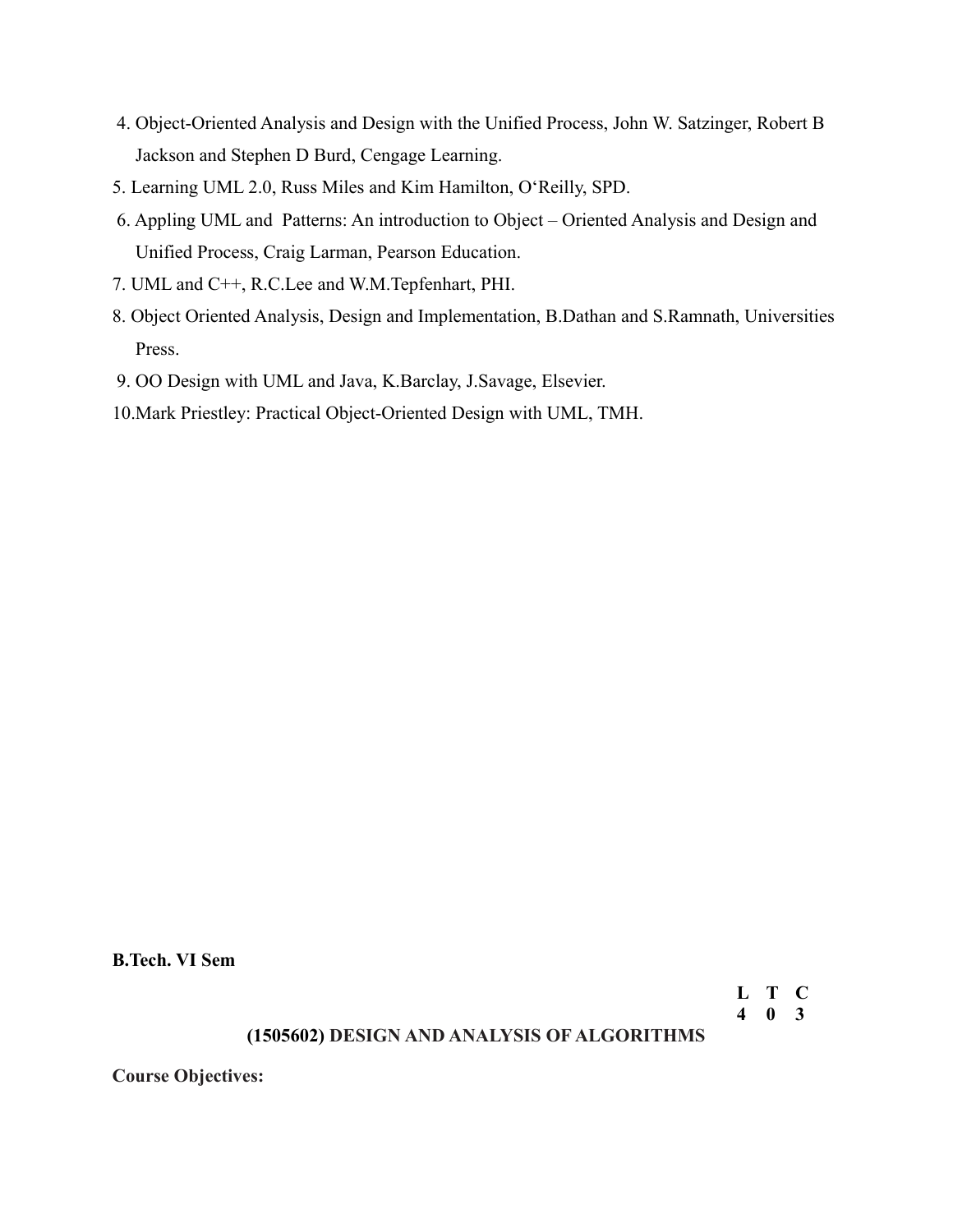4. Object-Oriented Analysis and Design with the Unified Process, John W. Satzinger, Robert B Jackson and Stephen D Burd, Cengage Learning.
5. Learning UML 2.0, Russ Miles and Kim Hamilton, O'Reilly, SPD.
6. Appling UML and Patterns: An introduction to Object – Oriented Analysis and Design and Unified Process, Craig Larman, Pearson Education.
7. UML and C++, R.C.Lee and W.M.Tepfenhart, PHI.
8. Object Oriented Analysis, Design and Implementation, B.Dathan and S.Ramnath, Universities Press.
9. OO Design with UML and Java, K.Barclay, J.Savage, Elsevier.
10. Mark Priestley: Practical Object-Oriented Design with UML, TMH.

**B.Tech. VI Sem**

| L | T | C |
|---|---|---|
| 4 | 0 | 3 |

## (1505602) DESIGN AND ANALYSIS OF ALGORITHMS

**Course Objectives:**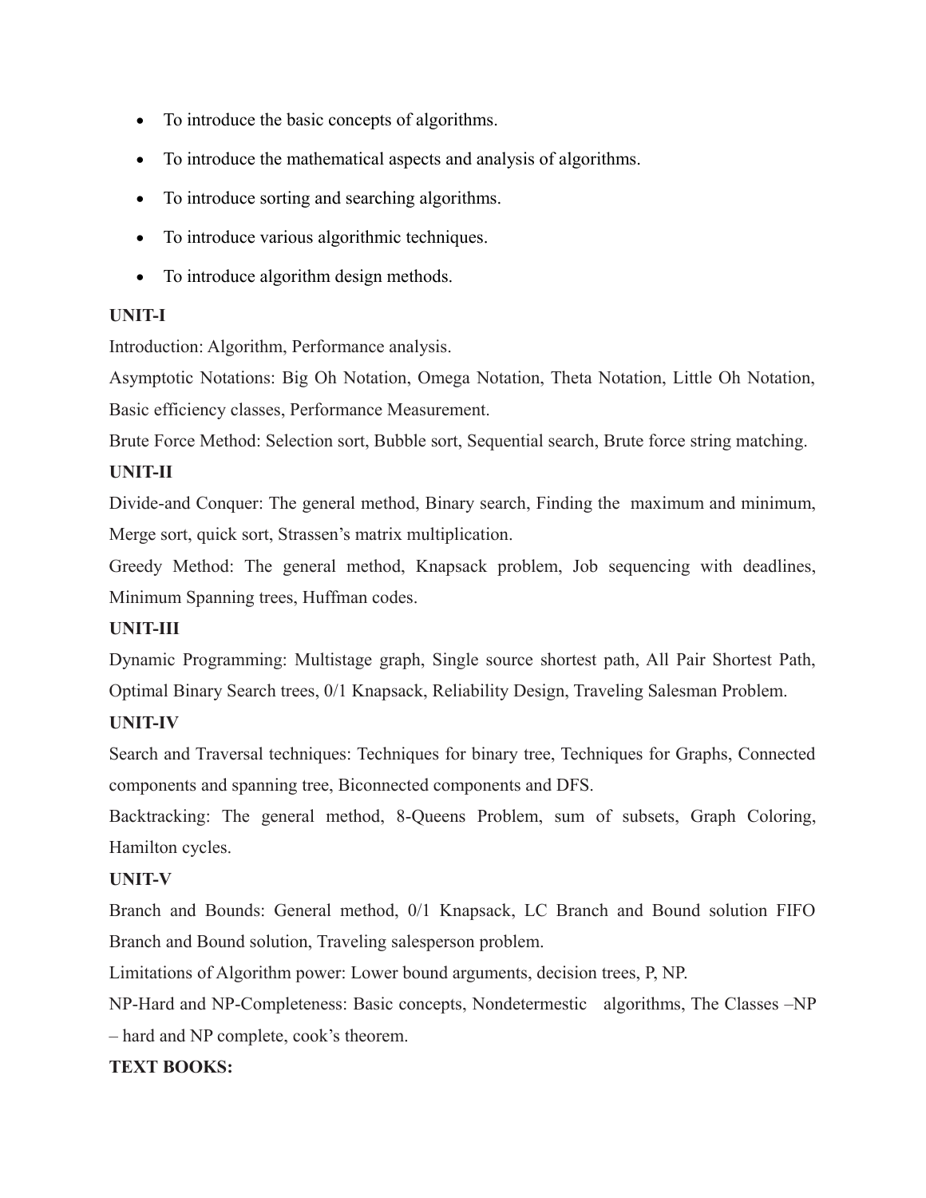- To introduce the basic concepts of algorithms.
- To introduce the mathematical aspects and analysis of algorithms.
- To introduce sorting and searching algorithms.
- To introduce various algorithmic techniques.
- To introduce algorithm design methods.

**UNIT-I**

Introduction: Algorithm, Performance analysis.

Asymptotic Notations: Big Oh Notation, Omega Notation, Theta Notation, Little Oh Notation, Basic efficiency classes, Performance Measurement.

Brute Force Method: Selection sort, Bubble sort, Sequential search, Brute force string matching.

**UNIT-II**

Divide-and Conquer: The general method, Binary search, Finding the maximum and minimum, Merge sort, quick sort, Strassen's matrix multiplication.

Greedy Method: The general method, Knapsack problem, Job sequencing with deadlines, Minimum Spanning trees, Huffman codes.

**UNIT-III**

Dynamic Programming: Multistage graph, Single source shortest path, All Pair Shortest Path, Optimal Binary Search trees, 0/1 Knapsack, Reliability Design, Traveling Salesman Problem.

**UNIT-IV**

Search and Traversal techniques: Techniques for binary tree, Techniques for Graphs, Connected components and spanning tree, Biconnected components and DFS.

Backtracking: The general method, 8-Queens Problem, sum of subsets, Graph Coloring, Hamilton cycles.

**UNIT-V**

Branch and Bounds: General method, 0/1 Knapsack, LC Branch and Bound solution FIFO Branch and Bound solution, Traveling salesperson problem.

Limitations of Algorithm power: Lower bound arguments, decision trees, P, NP.

NP-Hard and NP-Completeness: Basic concepts, Nondetermestic algorithms, The Classes –NP – hard and NP complete, cook's theorem.

**TEXT BOOKS:**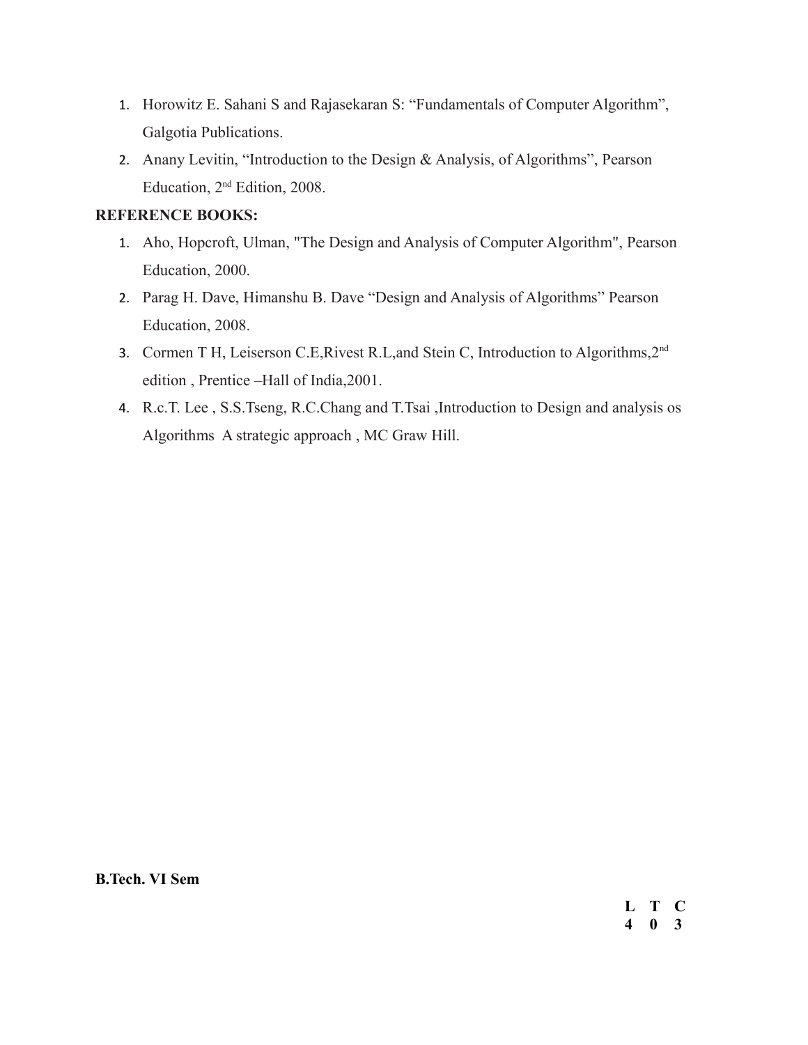1. Horowitz E. Sahani S and Rajasekaran S: "Fundamentals of Computer Algorithm", Galgotia Publications.
2. Anany Levitin, "Introduction to the Design & Analysis, of Algorithms", Pearson Education, 2nd Edition, 2008.

**REFERENCE BOOKS:**

1. Aho, Hopcroft, Ulman, "The Design and Analysis of Computer Algorithm", Pearson Education, 2000.
2. Parag H. Dave, Himanshu B. Dave "Design and Analysis of Algorithms" Pearson Education, 2008.
3. Cormen T H, Leiserson C.E,Rivest R.L,and Stein C, Introduction to Algorithms,2nd edition , Prentice –Hall of India,2001.
4. R.c.T. Lee , S.S.Tseng, R.C.Chang and T.Tsai ,Introduction to Design and analysis os Algorithms A strategic approach , MC Graw Hill.

**B.Tech. VI Sem**

| L | T | C |
|---|---|---|
| 4 | 0 | 3 |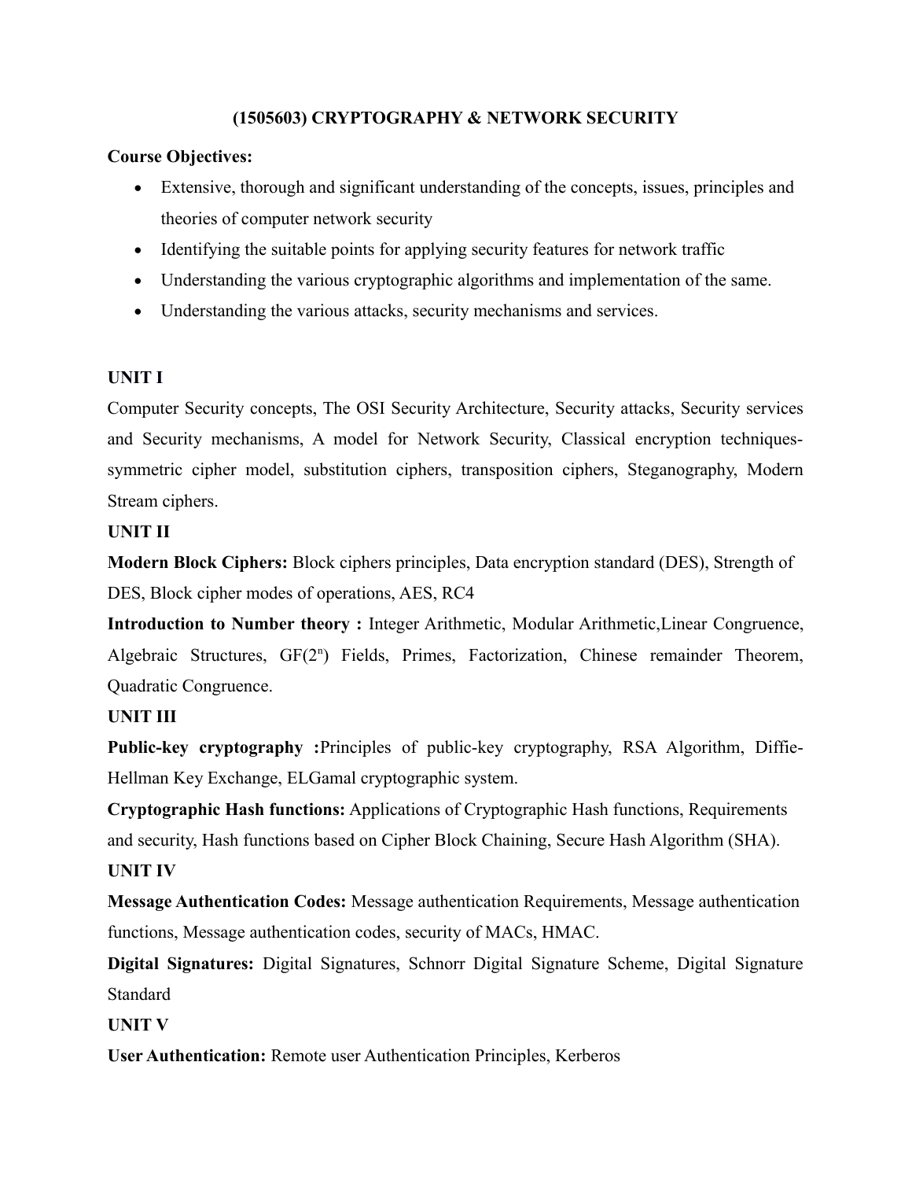## (1505603) CRYPTOGRAPHY & NETWORK SECURITY

**Course Objectives:**

- Extensive, thorough and significant understanding of the concepts, issues, principles and theories of computer network security
- Identifying the suitable points for applying security features for network traffic
- Understanding the various cryptographic algorithms and implementation of the same.
- Understanding the various attacks, security mechanisms and services.

**UNIT I**

Computer Security concepts, The OSI Security Architecture, Security attacks, Security services and Security mechanisms, A model for Network Security, Classical encryption techniques-symmetric cipher model, substitution ciphers, transposition ciphers, Steganography, Modern Stream ciphers.

**UNIT II**

**Modern Block Ciphers:** Block ciphers principles, Data encryption standard (DES), Strength of DES, Block cipher modes of operations, AES, RC4

**Introduction to Number theory :** Integer Arithmetic, Modular Arithmetic,Linear Congruence, Algebraic Structures, $GF(2^n)$ Fields, Primes, Factorization, Chinese remainder Theorem, Quadratic Congruence.

**UNIT III**

**Public-key cryptography :**Principles of public-key cryptography, RSA Algorithm, Diffie-Hellman Key Exchange, ELGamal cryptographic system.

**Cryptographic Hash functions:** Applications of Cryptographic Hash functions, Requirements and security, Hash functions based on Cipher Block Chaining, Secure Hash Algorithm (SHA).

**UNIT IV**

**Message Authentication Codes:** Message authentication Requirements, Message authentication functions, Message authentication codes, security of MACs, HMAC.

**Digital Signatures:** Digital Signatures, Schnorr Digital Signature Scheme, Digital Signature Standard

**UNIT V**

**User Authentication:** Remote user Authentication Principles, Kerberos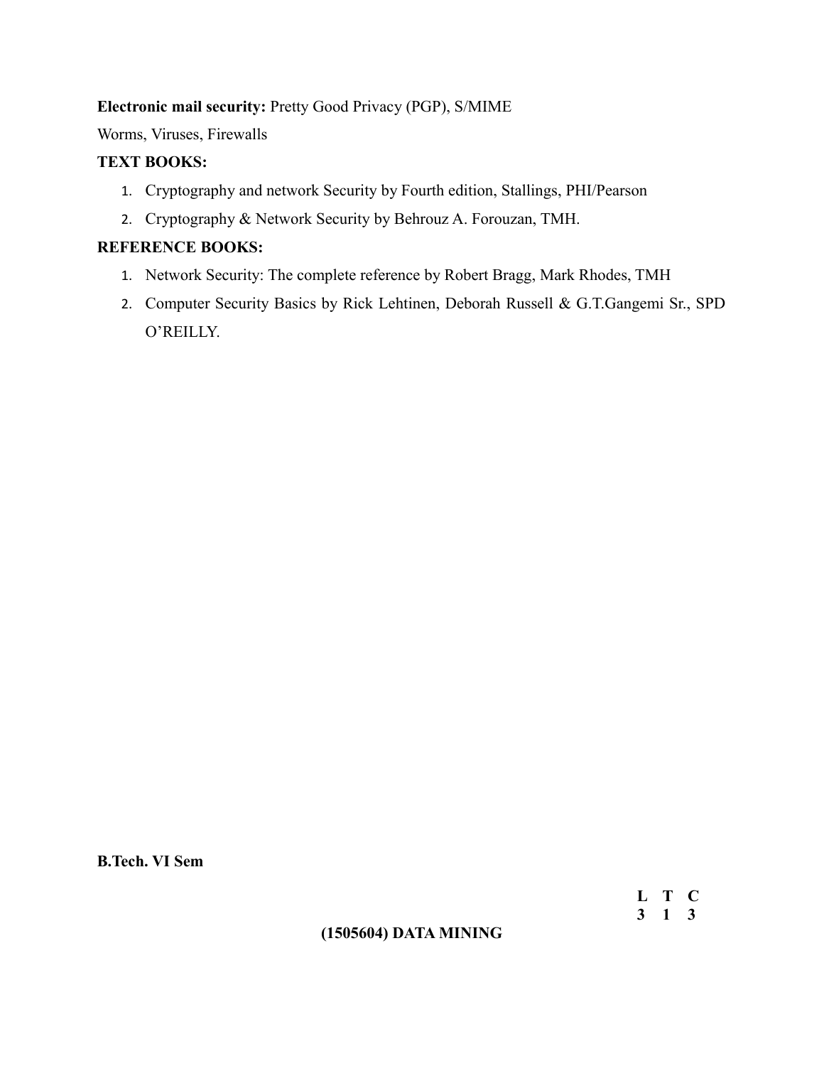**Electronic mail security:** Pretty Good Privacy (PGP), S/MIME

Worms, Viruses, Firewalls

**TEXT BOOKS:**

1. Cryptography and network Security by Fourth edition, Stallings, PHI/Pearson
2. Cryptography & Network Security by Behrouz A. Forouzan, TMH.

**REFERENCE BOOKS:**

1. Network Security: The complete reference by Robert Bragg, Mark Rhodes, TMH
2. Computer Security Basics by Rick Lehtinen, Deborah Russell & G.T.Gangemi Sr., SPD O'REILLY.

**B.Tech. VI Sem**

| L | T | C |
|---|---|---|
| 3 | 1 | 3 |

**(1505604) DATA MINING**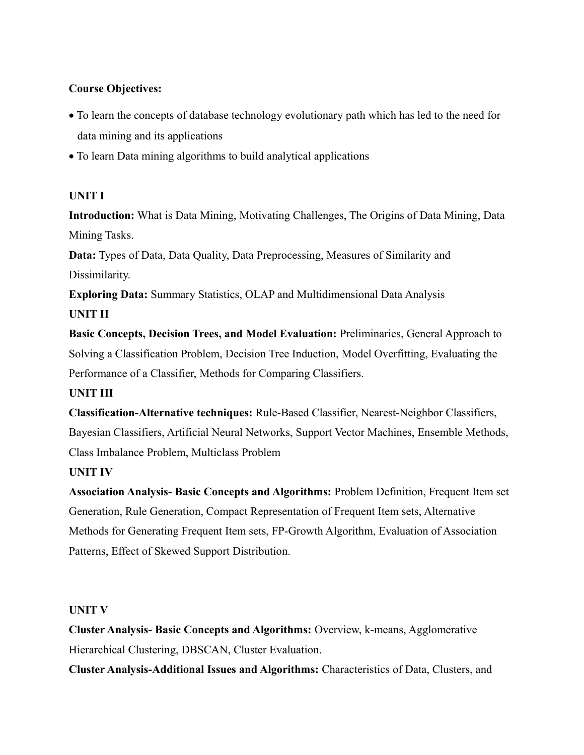**Course Objectives:**

- To learn the concepts of database technology evolutionary path which has led to the need for data mining and its applications
- To learn Data mining algorithms to build analytical applications

**UNIT I**

**Introduction:** What is Data Mining, Motivating Challenges, The Origins of Data Mining, Data Mining Tasks.

**Data:** Types of Data, Data Quality, Data Preprocessing, Measures of Similarity and Dissimilarity.

**Exploring Data:** Summary Statistics, OLAP and Multidimensional Data Analysis

**UNIT II**

**Basic Concepts, Decision Trees, and Model Evaluation:** Preliminaries, General Approach to Solving a Classification Problem, Decision Tree Induction, Model Overfitting, Evaluating the Performance of a Classifier, Methods for Comparing Classifiers.

**UNIT III**

**Classification-Alternative techniques:** Rule-Based Classifier, Nearest-Neighbor Classifiers, Bayesian Classifiers, Artificial Neural Networks, Support Vector Machines, Ensemble Methods, Class Imbalance Problem, Multiclass Problem

**UNIT IV**

**Association Analysis- Basic Concepts and Algorithms:** Problem Definition, Frequent Item set Generation, Rule Generation, Compact Representation of Frequent Item sets, Alternative Methods for Generating Frequent Item sets, FP-Growth Algorithm, Evaluation of Association Patterns, Effect of Skewed Support Distribution.

**UNIT V**

**Cluster Analysis- Basic Concepts and Algorithms:** Overview, k-means, Agglomerative Hierarchical Clustering, DBSCAN, Cluster Evaluation.

**Cluster Analysis-Additional Issues and Algorithms:** Characteristics of Data, Clusters, and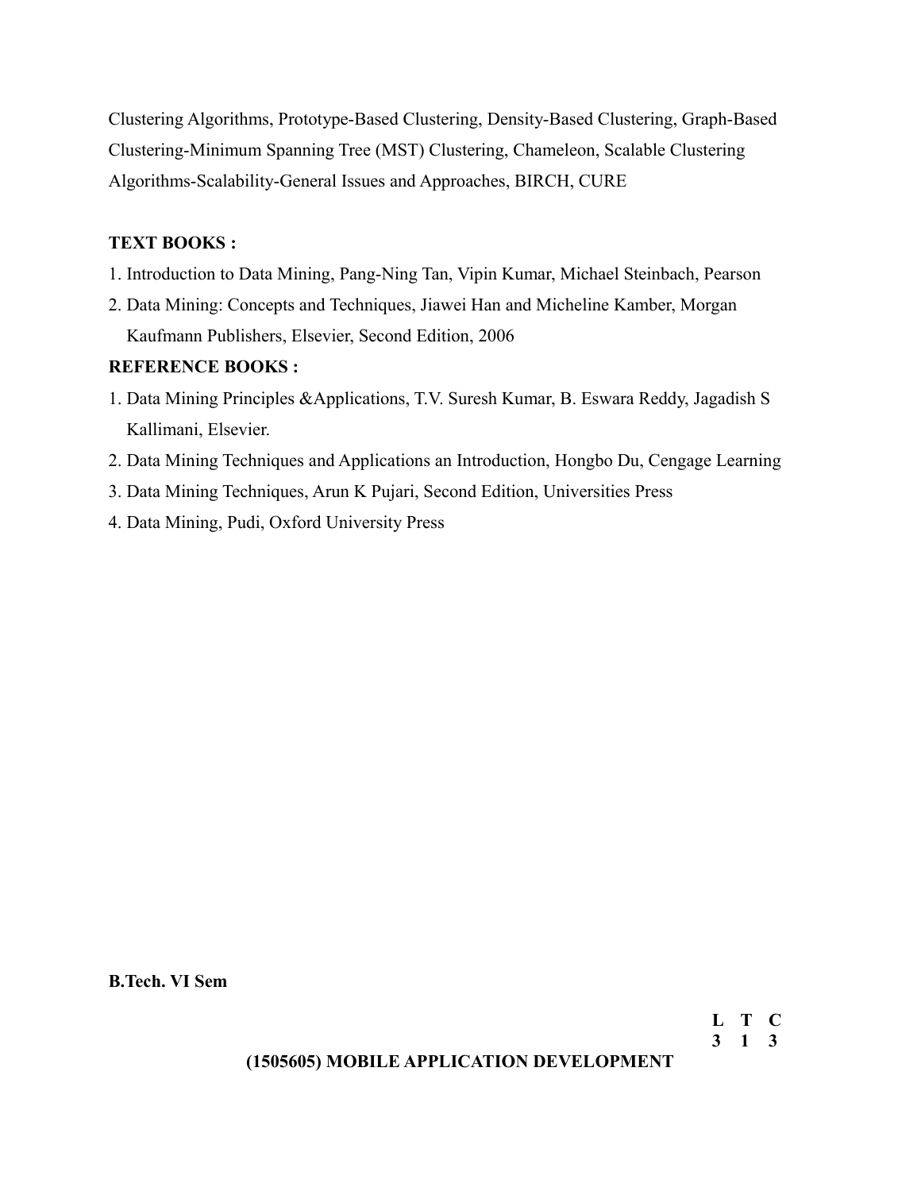Clustering Algorithms, Prototype-Based Clustering, Density-Based Clustering, Graph-Based Clustering-Minimum Spanning Tree (MST) Clustering, Chameleon, Scalable Clustering Algorithms-Scalability-General Issues and Approaches, BIRCH, CURE

**TEXT BOOKS :**

1. Introduction to Data Mining, Pang-Ning Tan, Vipin Kumar, Michael Steinbach, Pearson
2. Data Mining: Concepts and Techniques, Jiawei Han and Micheline Kamber, Morgan Kaufmann Publishers, Elsevier, Second Edition, 2006

**REFERENCE BOOKS :**

1. Data Mining Principles &Applications, T.V. Suresh Kumar, B. Eswara Reddy, Jagadish S Kallimani, Elsevier.
2. Data Mining Techniques and Applications an Introduction, Hongbo Du, Cengage Learning
3. Data Mining Techniques, Arun K Pujari, Second Edition, Universities Press
4. Data Mining, Pudi, Oxford University Press

**B.Tech. VI Sem**

| L | T | C |
|---|---|---|
| 3 | 1 | 3 |

**(1505605) MOBILE APPLICATION DEVELOPMENT**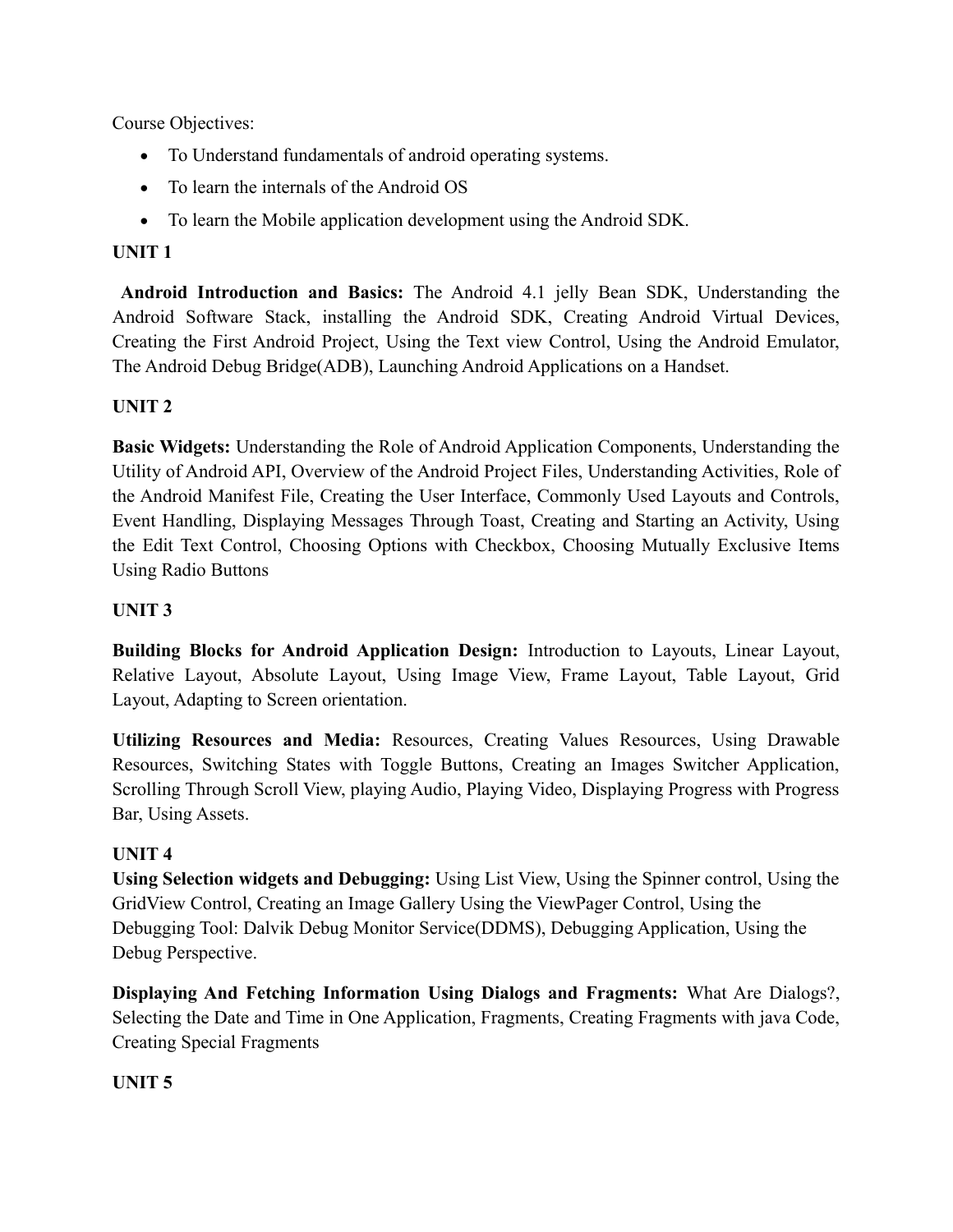Course Objectives:

- To Understand fundamentals of android operating systems.
- To learn the internals of the Android OS
- To learn the Mobile application development using the Android SDK.

**UNIT 1**

**Android Introduction and Basics:** The Android 4.1 jelly Bean SDK, Understanding the Android Software Stack, installing the Android SDK, Creating Android Virtual Devices, Creating the First Android Project, Using the Text view Control, Using the Android Emulator, The Android Debug Bridge(ADB), Launching Android Applications on a Handset.

**UNIT 2**

**Basic Widgets:** Understanding the Role of Android Application Components, Understanding the Utility of Android API, Overview of the Android Project Files, Understanding Activities, Role of the Android Manifest File, Creating the User Interface, Commonly Used Layouts and Controls, Event Handling, Displaying Messages Through Toast, Creating and Starting an Activity, Using the Edit Text Control, Choosing Options with Checkbox, Choosing Mutually Exclusive Items Using Radio Buttons

**UNIT 3**

**Building Blocks for Android Application Design:** Introduction to Layouts, Linear Layout, Relative Layout, Absolute Layout, Using Image View, Frame Layout, Table Layout, Grid Layout, Adapting to Screen orientation.

**Utilizing Resources and Media:** Resources, Creating Values Resources, Using Drawable Resources, Switching States with Toggle Buttons, Creating an Images Switcher Application, Scrolling Through Scroll View, playing Audio, Playing Video, Displaying Progress with Progress Bar, Using Assets.

**UNIT 4**

**Using Selection widgets and Debugging:** Using List View, Using the Spinner control, Using the GridView Control, Creating an Image Gallery Using the ViewPager Control, Using the Debugging Tool: Dalvik Debug Monitor Service(DDMS), Debugging Application, Using the Debug Perspective.

**Displaying And Fetching Information Using Dialogs and Fragments:** What Are Dialogs?, Selecting the Date and Time in One Application, Fragments, Creating Fragments with java Code, Creating Special Fragments

**UNIT 5**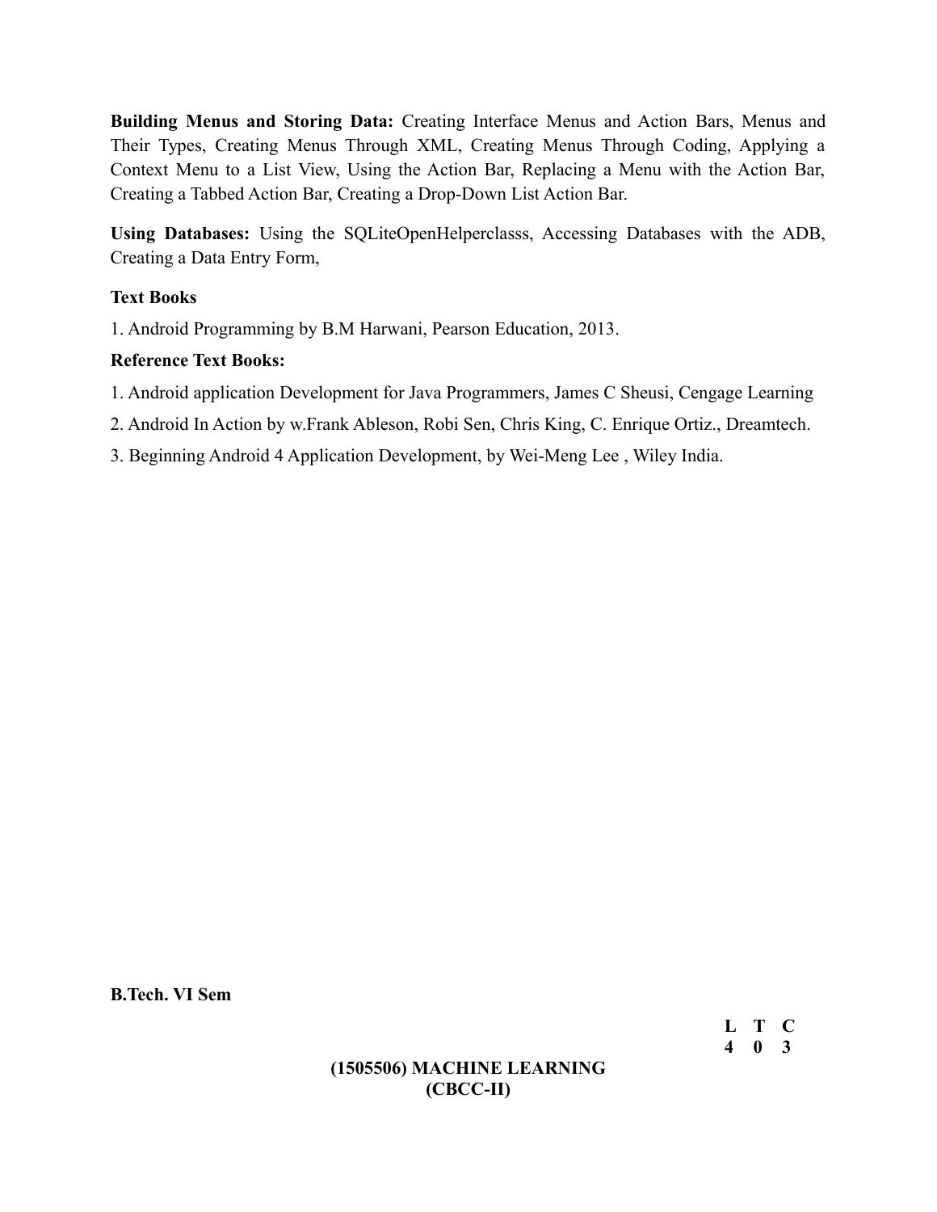**Building Menus and Storing Data:** Creating Interface Menus and Action Bars, Menus and Their Types, Creating Menus Through XML, Creating Menus Through Coding, Applying a Context Menu to a List View, Using the Action Bar, Replacing a Menu with the Action Bar, Creating a Tabbed Action Bar, Creating a Drop-Down List Action Bar.

**Using Databases:** Using the SQLiteOpenHelperclasss, Accessing Databases with the ADB, Creating a Data Entry Form,

**Text Books**

1. Android Programming by B.M Harwani, Pearson Education, 2013.

**Reference Text Books:**

1. Android application Development for Java Programmers, James C Sheusi, Cengage Learning
2. Android In Action by w.Frank Ableson, Robi Sen, Chris King, C. Enrique Ortiz., Dreamtech.
3. Beginning Android 4 Application Development, by Wei-Meng Lee , Wiley India.

**B.Tech. VI Sem**

| L | T | C |
|---|---|---|
| 4 | 0 | 3 |

## (1505506) MACHINE LEARNING
## (CBCC-II)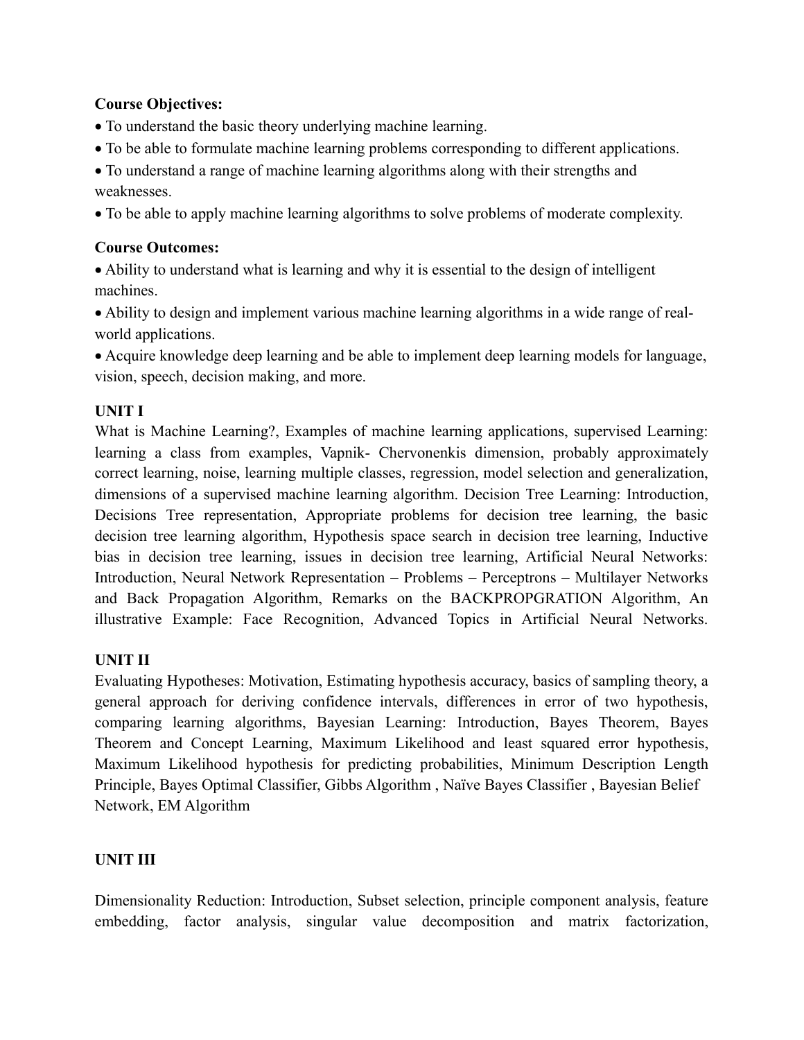**Course Objectives:**

- To understand the basic theory underlying machine learning.
- To be able to formulate machine learning problems corresponding to different applications.
- To understand a range of machine learning algorithms along with their strengths and weaknesses.
- To be able to apply machine learning algorithms to solve problems of moderate complexity.

**Course Outcomes:**

- Ability to understand what is learning and why it is essential to the design of intelligent machines.
- Ability to design and implement various machine learning algorithms in a wide range of real-world applications.
- Acquire knowledge deep learning and be able to implement deep learning models for language, vision, speech, decision making, and more.

**UNIT I**

What is Machine Learning?, Examples of machine learning applications, supervised Learning: learning a class from examples, Vapnik- Chervonenkis dimension, probably approximately correct learning, noise, learning multiple classes, regression, model selection and generalization, dimensions of a supervised machine learning algorithm. Decision Tree Learning: Introduction, Decisions Tree representation, Appropriate problems for decision tree learning, the basic decision tree learning algorithm, Hypothesis space search in decision tree learning, Inductive bias in decision tree learning, issues in decision tree learning, Artificial Neural Networks: Introduction, Neural Network Representation – Problems – Perceptrons – Multilayer Networks and Back Propagation Algorithm, Remarks on the BACKPROPGRATION Algorithm, An illustrative Example: Face Recognition, Advanced Topics in Artificial Neural Networks.

**UNIT II**

Evaluating Hypotheses: Motivation, Estimating hypothesis accuracy, basics of sampling theory, a general approach for deriving confidence intervals, differences in error of two hypothesis, comparing learning algorithms, Bayesian Learning: Introduction, Bayes Theorem, Bayes Theorem and Concept Learning, Maximum Likelihood and least squared error hypothesis, Maximum Likelihood hypothesis for predicting probabilities, Minimum Description Length Principle, Bayes Optimal Classifier, Gibbs Algorithm , Naïve Bayes Classifier , Bayesian Belief Network, EM Algorithm

**UNIT III**

Dimensionality Reduction: Introduction, Subset selection, principle component analysis, feature embedding, factor analysis, singular value decomposition and matrix factorization,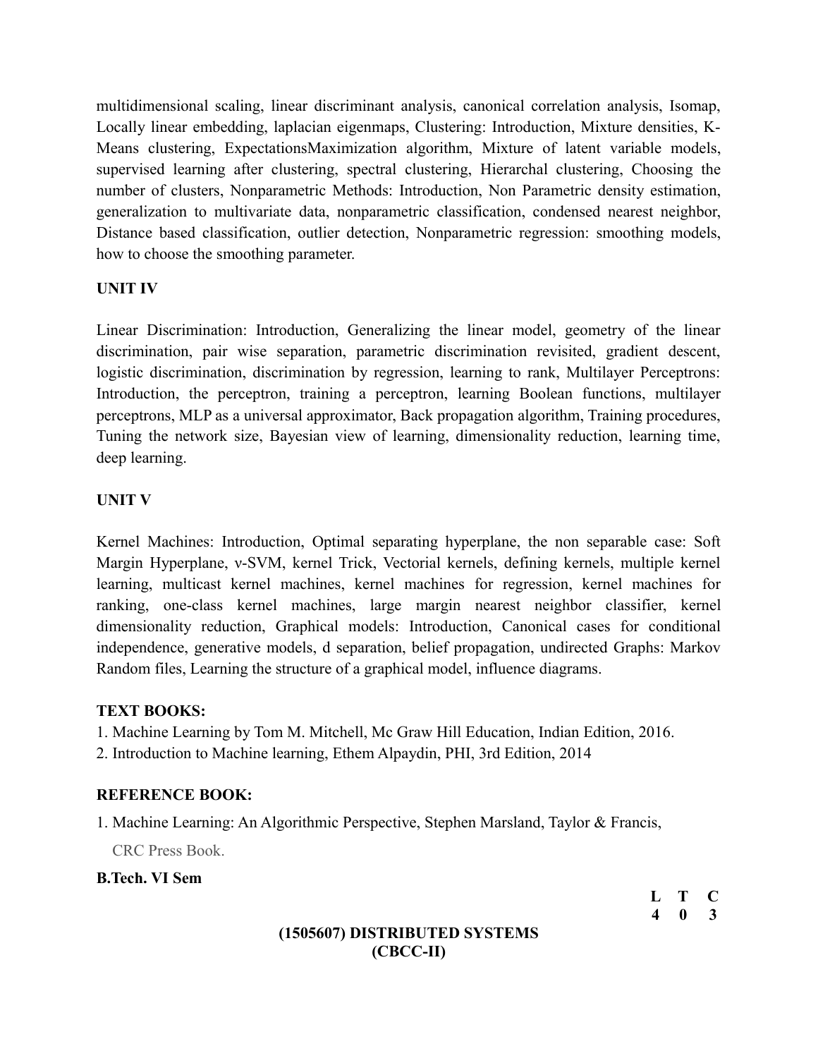multidimensional scaling, linear discriminant analysis, canonical correlation analysis, Isomap, Locally linear embedding, laplacian eigenmaps, Clustering: Introduction, Mixture densities, K-Means clustering, ExpectationsMaximization algorithm, Mixture of latent variable models, supervised learning after clustering, spectral clustering, Hierarchal clustering, Choosing the number of clusters, Nonparametric Methods: Introduction, Non Parametric density estimation, generalization to multivariate data, nonparametric classification, condensed nearest neighbor, Distance based classification, outlier detection, Nonparametric regression: smoothing models, how to choose the smoothing parameter.

**UNIT IV**

Linear Discrimination: Introduction, Generalizing the linear model, geometry of the linear discrimination, pair wise separation, parametric discrimination revisited, gradient descent, logistic discrimination, discrimination by regression, learning to rank, Multilayer Perceptrons: Introduction, the perceptron, training a perceptron, learning Boolean functions, multilayer perceptrons, MLP as a universal approximator, Back propagation algorithm, Training procedures, Tuning the network size, Bayesian view of learning, dimensionality reduction, learning time, deep learning.

**UNIT V**

Kernel Machines: Introduction, Optimal separating hyperplane, the non separable case: Soft Margin Hyperplane, ν-SVM, kernel Trick, Vectorial kernels, defining kernels, multiple kernel learning, multicast kernel machines, kernel machines for regression, kernel machines for ranking, one-class kernel machines, large margin nearest neighbor classifier, kernel dimensionality reduction, Graphical models: Introduction, Canonical cases for conditional independence, generative models, d separation, belief propagation, undirected Graphs: Markov Random files, Learning the structure of a graphical model, influence diagrams.

**TEXT BOOKS:**

1. Machine Learning by Tom M. Mitchell, Mc Graw Hill Education, Indian Edition, 2016.
2. Introduction to Machine learning, Ethem Alpaydin, PHI, 3rd Edition, 2014

**REFERENCE BOOK:**

1. Machine Learning: An Algorithmic Perspective, Stephen Marsland, Taylor & Francis, CRC Press Book.

**B.Tech. VI Sem**

| L | T | C |
|---|---|---|
| 4 | 0 | 3 |

**(1505607) DISTRIBUTED SYSTEMS**
**(CBCC-II)**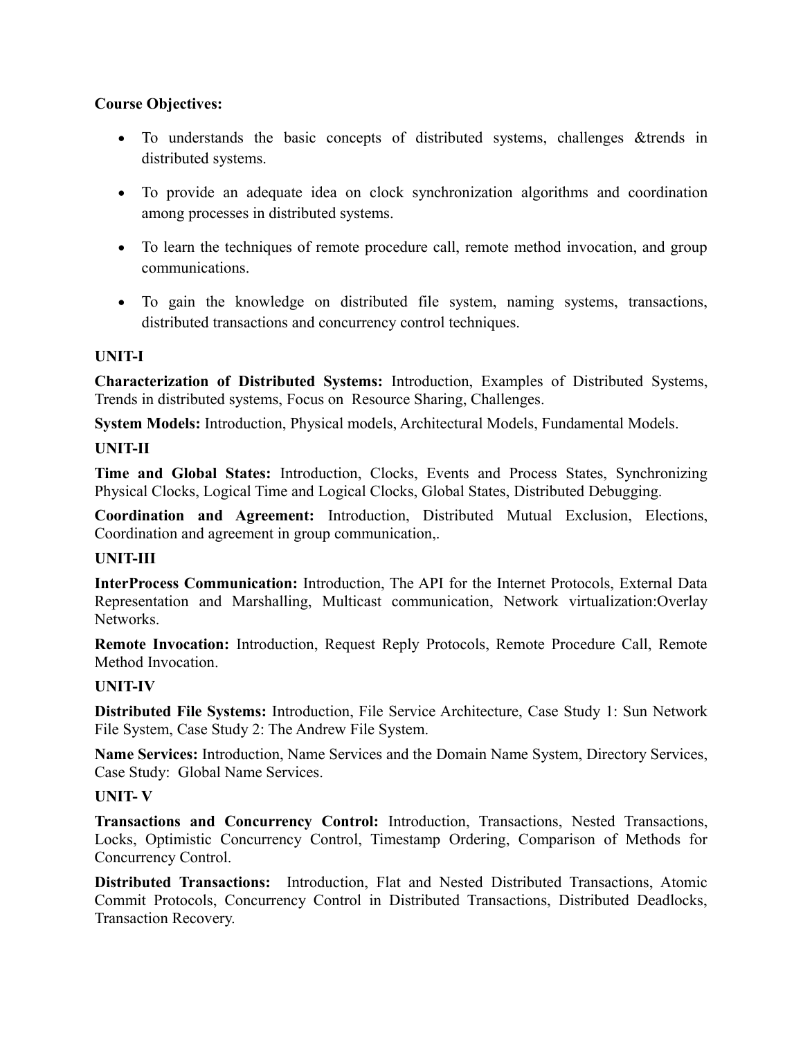**Course Objectives:**

- To understands the basic concepts of distributed systems, challenges &trends in distributed systems.
- To provide an adequate idea on clock synchronization algorithms and coordination among processes in distributed systems.
- To learn the techniques of remote procedure call, remote method invocation, and group communications.
- To gain the knowledge on distributed file system, naming systems, transactions, distributed transactions and concurrency control techniques.

**UNIT-I**

**Characterization of Distributed Systems:** Introduction, Examples of Distributed Systems, Trends in distributed systems, Focus on Resource Sharing, Challenges.

**System Models:** Introduction, Physical models, Architectural Models, Fundamental Models.

**UNIT-II**

**Time and Global States:** Introduction, Clocks, Events and Process States, Synchronizing Physical Clocks, Logical Time and Logical Clocks, Global States, Distributed Debugging.

**Coordination and Agreement:** Introduction, Distributed Mutual Exclusion, Elections, Coordination and agreement in group communication,.

**UNIT-III**

**InterProcess Communication:** Introduction, The API for the Internet Protocols, External Data Representation and Marshalling, Multicast communication, Network virtualization:Overlay Networks.

**Remote Invocation:** Introduction, Request Reply Protocols, Remote Procedure Call, Remote Method Invocation.

**UNIT-IV**

**Distributed File Systems:** Introduction, File Service Architecture, Case Study 1: Sun Network File System, Case Study 2: The Andrew File System.

**Name Services:** Introduction, Name Services and the Domain Name System, Directory Services, Case Study: Global Name Services.

**UNIT- V**

**Transactions and Concurrency Control:** Introduction, Transactions, Nested Transactions, Locks, Optimistic Concurrency Control, Timestamp Ordering, Comparison of Methods for Concurrency Control.

**Distributed Transactions:** Introduction, Flat and Nested Distributed Transactions, Atomic Commit Protocols, Concurrency Control in Distributed Transactions, Distributed Deadlocks, Transaction Recovery.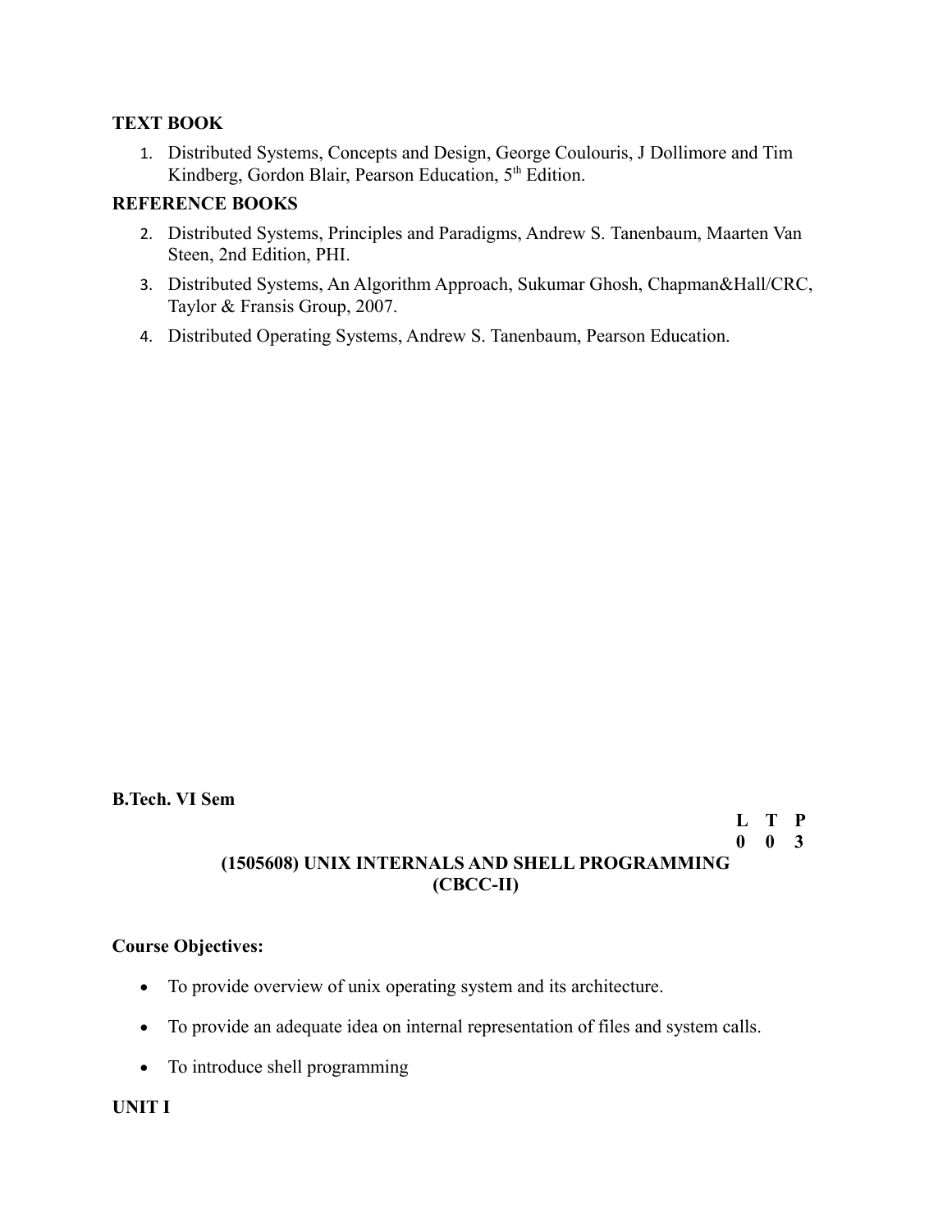**TEXT BOOK**

1. Distributed Systems, Concepts and Design, George Coulouris, J Dollimore and Tim Kindberg, Gordon Blair, Pearson Education, 5th Edition.

**REFERENCE BOOKS**

2. Distributed Systems, Principles and Paradigms, Andrew S. Tanenbaum, Maarten Van Steen, 2nd Edition, PHI.
3. Distributed Systems, An Algorithm Approach, Sukumar Ghosh, Chapman&Hall/CRC, Taylor & Fransis Group, 2007.
4. Distributed Operating Systems, Andrew S. Tanenbaum, Pearson Education.

**B.Tech. VI Sem**

| L | T | P |
|---|---|---|
| 0 | 0 | 3 |

**(1505608) UNIX INTERNALS AND SHELL PROGRAMMING (CBCC-II)**

**Course Objectives:**

- To provide overview of unix operating system and its architecture.
- To provide an adequate idea on internal representation of files and system calls.
- To introduce shell programming

**UNIT I**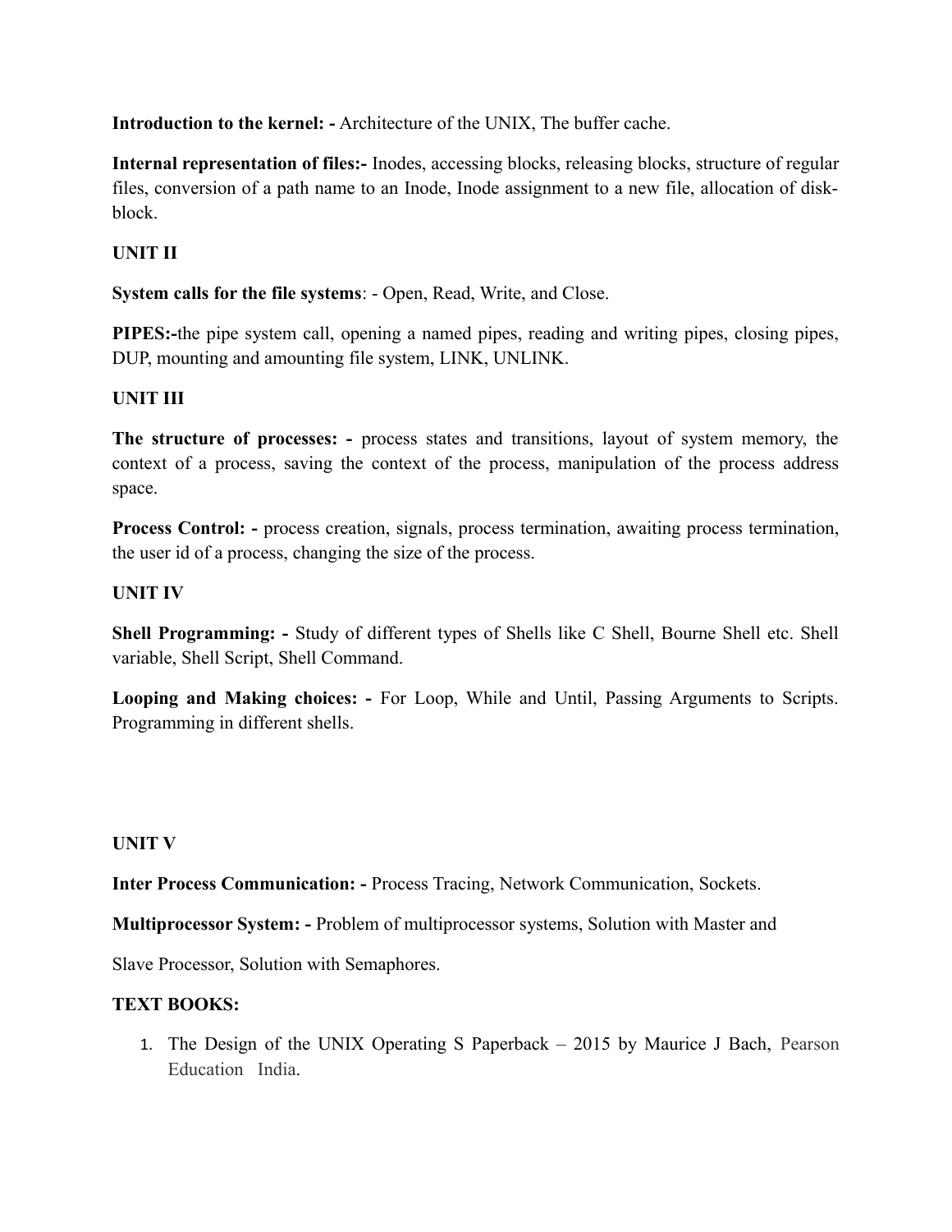**Introduction to the kernel: -** Architecture of the UNIX, The buffer cache.

**Internal representation of files:-** Inodes, accessing blocks, releasing blocks, structure of regular files, conversion of a path name to an Inode, Inode assignment to a new file, allocation of disk-block.

**UNIT II**

**System calls for the file systems**: - Open, Read, Write, and Close.

**PIPES:-**the pipe system call, opening a named pipes, reading and writing pipes, closing pipes, DUP, mounting and amounting file system, LINK, UNLINK.

**UNIT III**

**The structure of processes: -** process states and transitions, layout of system memory, the context of a process, saving the context of the process, manipulation of the process address space.

**Process Control: -** process creation, signals, process termination, awaiting process termination, the user id of a process, changing the size of the process.

**UNIT IV**

**Shell Programming: -** Study of different types of Shells like C Shell, Bourne Shell etc. Shell variable, Shell Script, Shell Command.

**Looping and Making choices: -** For Loop, While and Until, Passing Arguments to Scripts. Programming in different shells.

**UNIT V**

**Inter Process Communication: -** Process Tracing, Network Communication, Sockets.

**Multiprocessor System: -** Problem of multiprocessor systems, Solution with Master and

Slave Processor, Solution with Semaphores.

**TEXT BOOKS:**

1. The Design of the UNIX Operating S Paperback – 2015 by Maurice J Bach, Pearson Education India.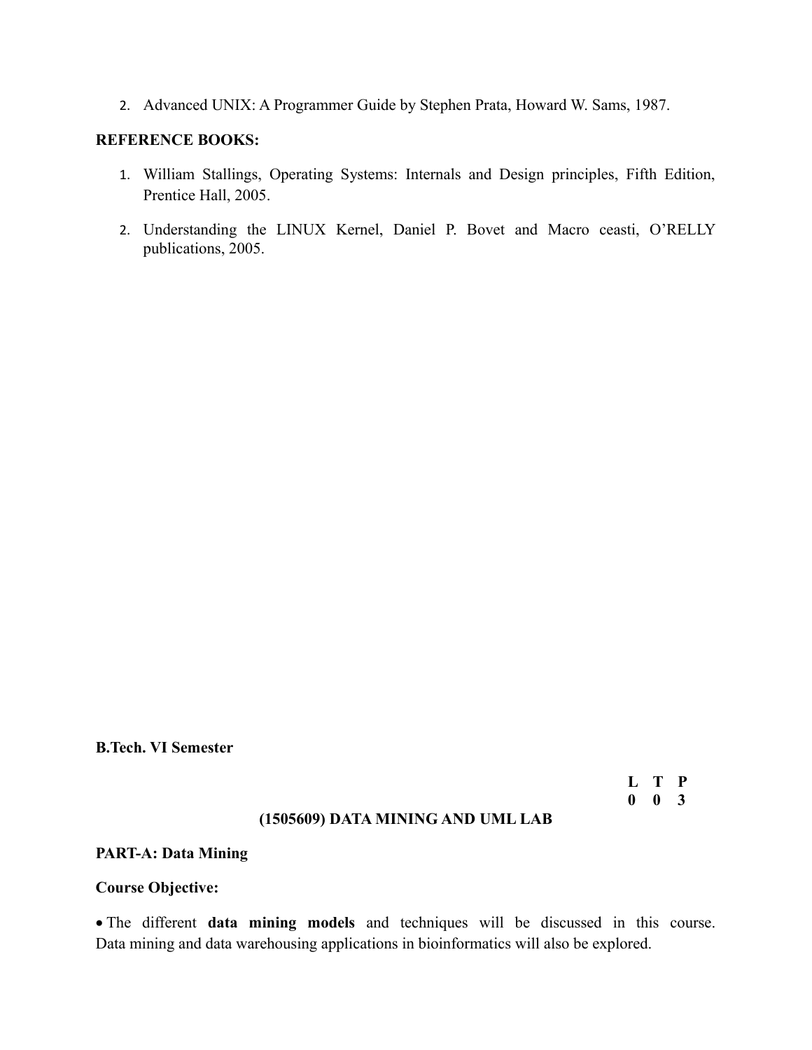2. Advanced UNIX: A Programmer Guide by Stephen Prata, Howard W. Sams, 1987.

**REFERENCE BOOKS:**

1. William Stallings, Operating Systems: Internals and Design principles, Fifth Edition, Prentice Hall, 2005.
2. Understanding the LINUX Kernel, Daniel P. Bovet and Macro ceasti, O'RELLY publications, 2005.

**B.Tech. VI Semester**

| L | T | P |
|---|---|---|
| 0 | 0 | 3 |

**(1505609) DATA MINING AND UML LAB**

**PART-A: Data Mining**

**Course Objective:**

- The different **data mining models** and techniques will be discussed in this course. Data mining and data warehousing applications in bioinformatics will also be explored.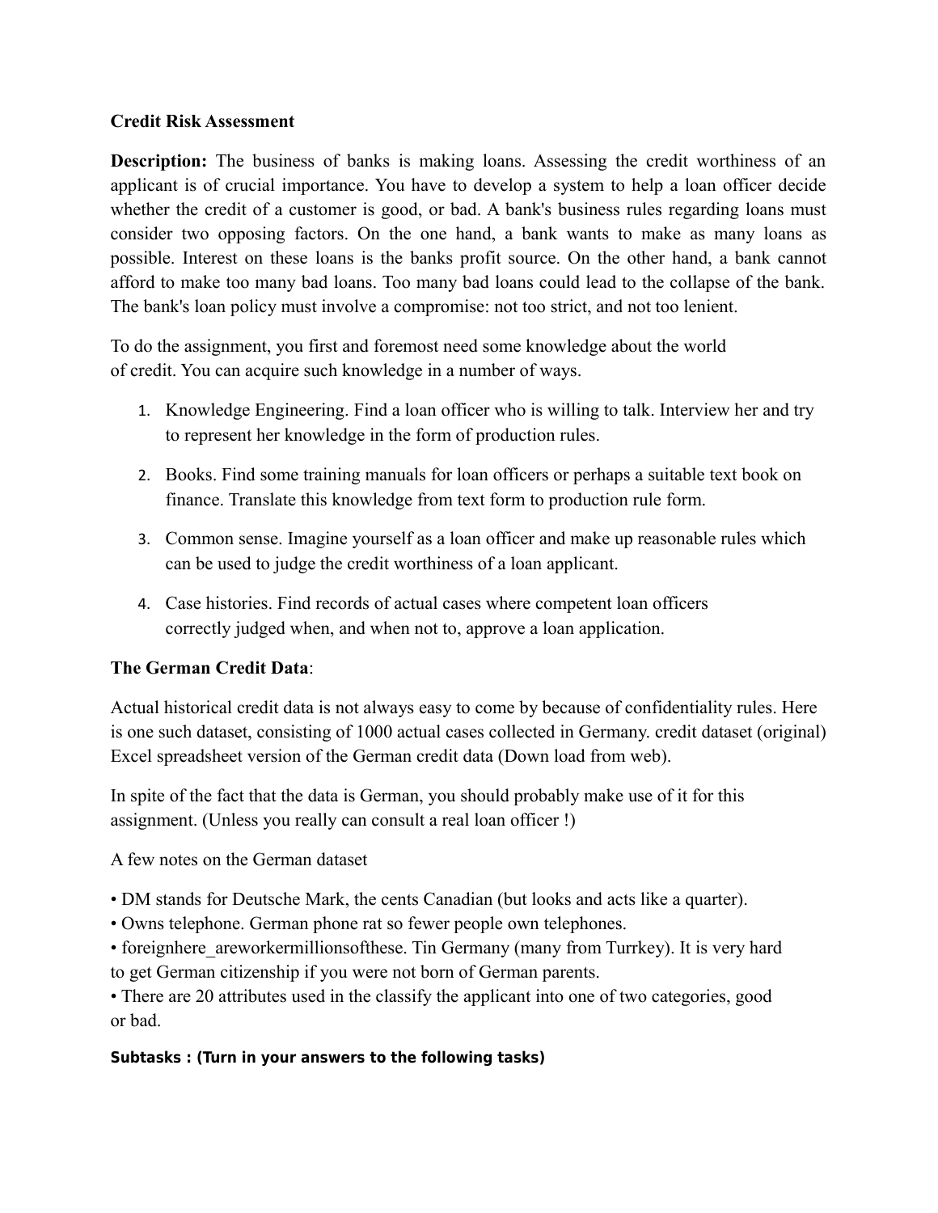**Credit Risk Assessment**

**Description:** The business of banks is making loans. Assessing the credit worthiness of an applicant is of crucial importance. You have to develop a system to help a loan officer decide whether the credit of a customer is good, or bad. A bank's business rules regarding loans must consider two opposing factors. On the one hand, a bank wants to make as many loans as possible. Interest on these loans is the banks profit source. On the other hand, a bank cannot afford to make too many bad loans. Too many bad loans could lead to the collapse of the bank. The bank's loan policy must involve a compromise: not too strict, and not too lenient.

To do the assignment, you first and foremost need some knowledge about the world of credit. You can acquire such knowledge in a number of ways.

1. Knowledge Engineering. Find a loan officer who is willing to talk. Interview her and try to represent her knowledge in the form of production rules.

2. Books. Find some training manuals for loan officers or perhaps a suitable text book on finance. Translate this knowledge from text form to production rule form.

3. Common sense. Imagine yourself as a loan officer and make up reasonable rules which can be used to judge the credit worthiness of a loan applicant.

4. Case histories. Find records of actual cases where competent loan officers correctly judged when, and when not to, approve a loan application.

**The German Credit Data**:

Actual historical credit data is not always easy to come by because of confidentiality rules. Here is one such dataset, consisting of 1000 actual cases collected in Germany. credit dataset (original) Excel spreadsheet version of the German credit data (Down load from web).

In spite of the fact that the data is German, you should probably make use of it for this assignment. (Unless you really can consult a real loan officer !)

A few notes on the German dataset

• DM stands for Deutsche Mark, the cents Canadian (but looks and acts like a quarter).
• Owns telephone. German phone rat so fewer people own telephones.
• foreignhere_areworkermillionsofthese. Tin Germany (many from Turrkey). It is very hard to get German citizenship if you were not born of German parents.
• There are 20 attributes used in the classify the applicant into one of two categories, good or bad.

**Subtasks : (Turn in your answers to the following tasks)**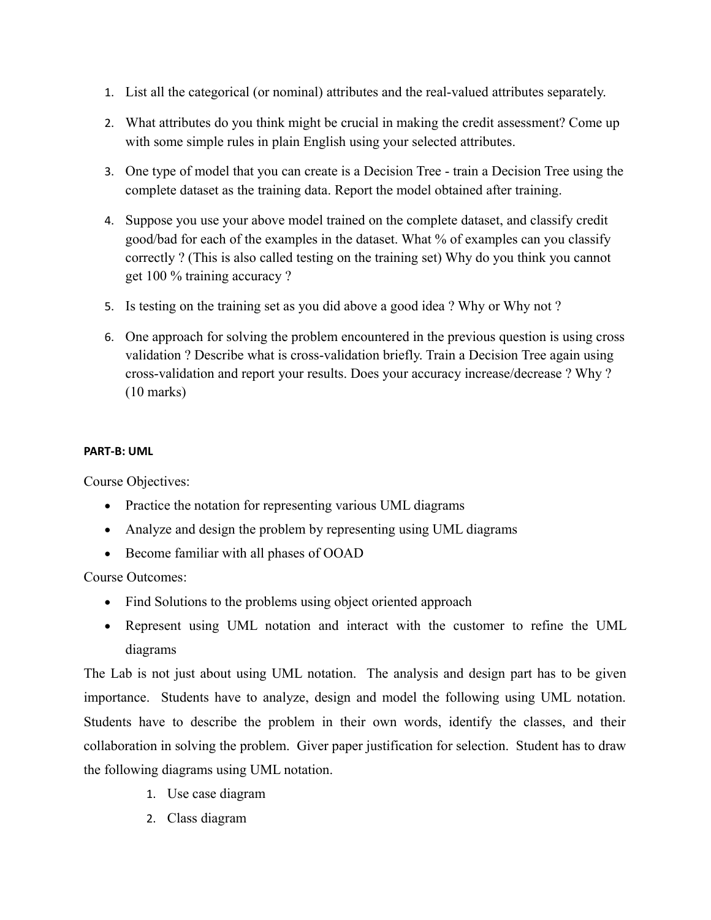1. List all the categorical (or nominal) attributes and the real-valued attributes separately.
2. What attributes do you think might be crucial in making the credit assessment? Come up with some simple rules in plain English using your selected attributes.
3. One type of model that you can create is a Decision Tree - train a Decision Tree using the complete dataset as the training data. Report the model obtained after training.
4. Suppose you use your above model trained on the complete dataset, and classify credit good/bad for each of the examples in the dataset. What % of examples can you classify correctly ? (This is also called testing on the training set) Why do you think you cannot get 100 % training accuracy ?
5. Is testing on the training set as you did above a good idea ? Why or Why not ?
6. One approach for solving the problem encountered in the previous question is using cross validation ? Describe what is cross-validation briefly. Train a Decision Tree again using cross-validation and report your results. Does your accuracy increase/decrease ? Why ? (10 marks)

**PART-B: UML**

Course Objectives:

- Practice the notation for representing various UML diagrams
- Analyze and design the problem by representing using UML diagrams
- Become familiar with all phases of OOAD

Course Outcomes:

- Find Solutions to the problems using object oriented approach
- Represent using UML notation and interact with the customer to refine the UML diagrams

The Lab is not just about using UML notation. The analysis and design part has to be given importance. Students have to analyze, design and model the following using UML notation. Students have to describe the problem in their own words, identify the classes, and their collaboration in solving the problem. Giver paper justification for selection. Student has to draw the following diagrams using UML notation.

1. Use case diagram
2. Class diagram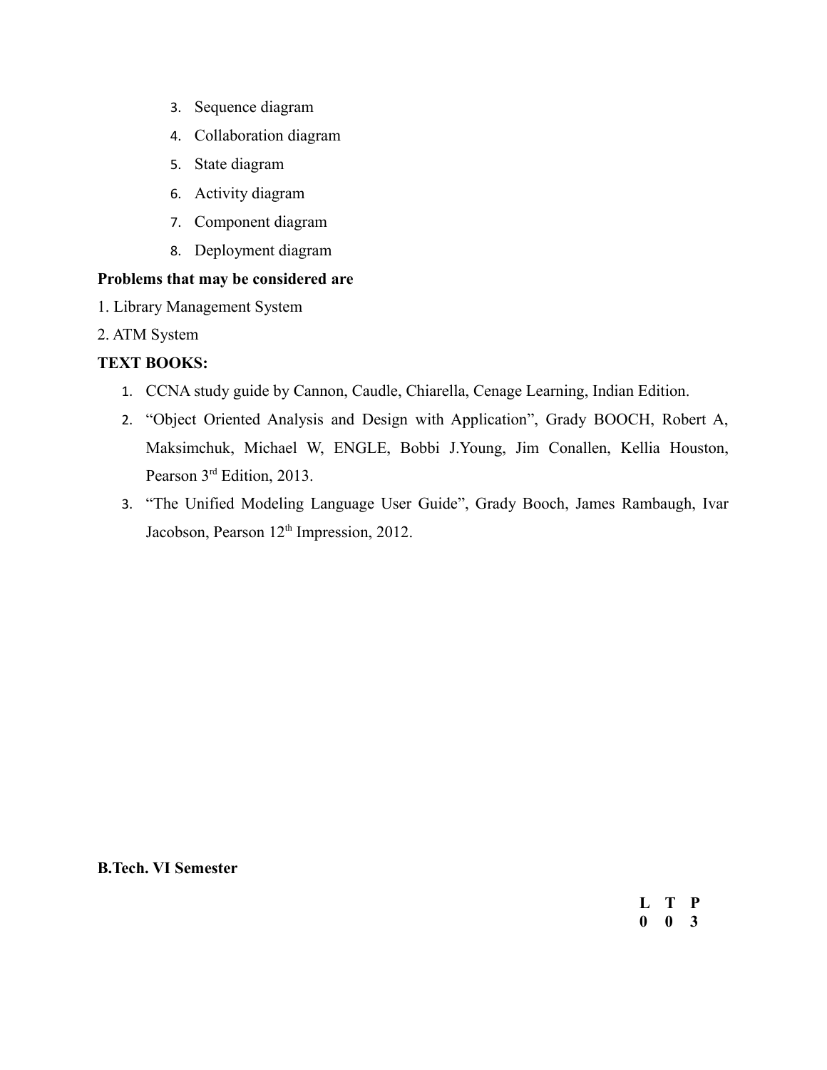3. Sequence diagram
4. Collaboration diagram
5. State diagram
6. Activity diagram
7. Component diagram
8. Deployment diagram

**Problems that may be considered are**

1. Library Management System
2. ATM System

**TEXT BOOKS:**

1. CCNA study guide by Cannon, Caudle, Chiarella, Cenage Learning, Indian Edition.
2. "Object Oriented Analysis and Design with Application", Grady BOOCH, Robert A, Maksimchuk, Michael W, ENGLE, Bobbi J.Young, Jim Conallen, Kellia Houston, Pearson 3rd Edition, 2013.
3. "The Unified Modeling Language User Guide", Grady Booch, James Rambaugh, Ivar Jacobson, Pearson 12th Impression, 2012.

**B.Tech. VI Semester**

| L | T | P |
|---|---|---|
| 0 | 0 | 3 |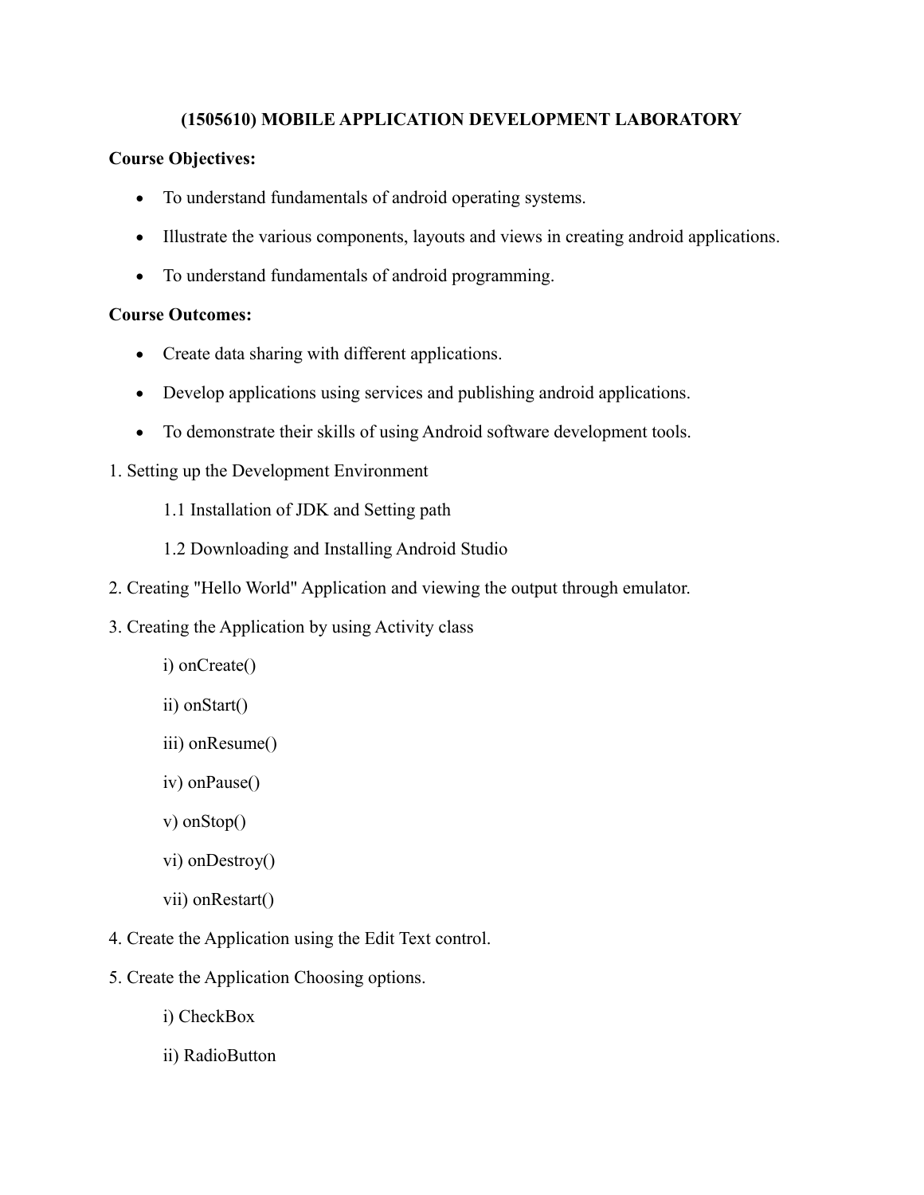# (1505610) MOBILE APPLICATION DEVELOPMENT LABORATORY

**Course Objectives:**

- To understand fundamentals of android operating systems.
- Illustrate the various components, layouts and views in creating android applications.
- To understand fundamentals of android programming.

**Course Outcomes:**

- Create data sharing with different applications.
- Develop applications using services and publishing android applications.
- To demonstrate their skills of using Android software development tools.

1. Setting up the Development Environment

    1.1 Installation of JDK and Setting path

    1.2 Downloading and Installing Android Studio

2. Creating "Hello World" Application and viewing the output through emulator.

3. Creating the Application by using Activity class

    i) onCreate()

    ii) onStart()

    iii) onResume()

    iv) onPause()

    v) onStop()

    vi) onDestroy()

    vii) onRestart()

4. Create the Application using the Edit Text control.

5. Create the Application Choosing options.

    i) CheckBox

    ii) RadioButton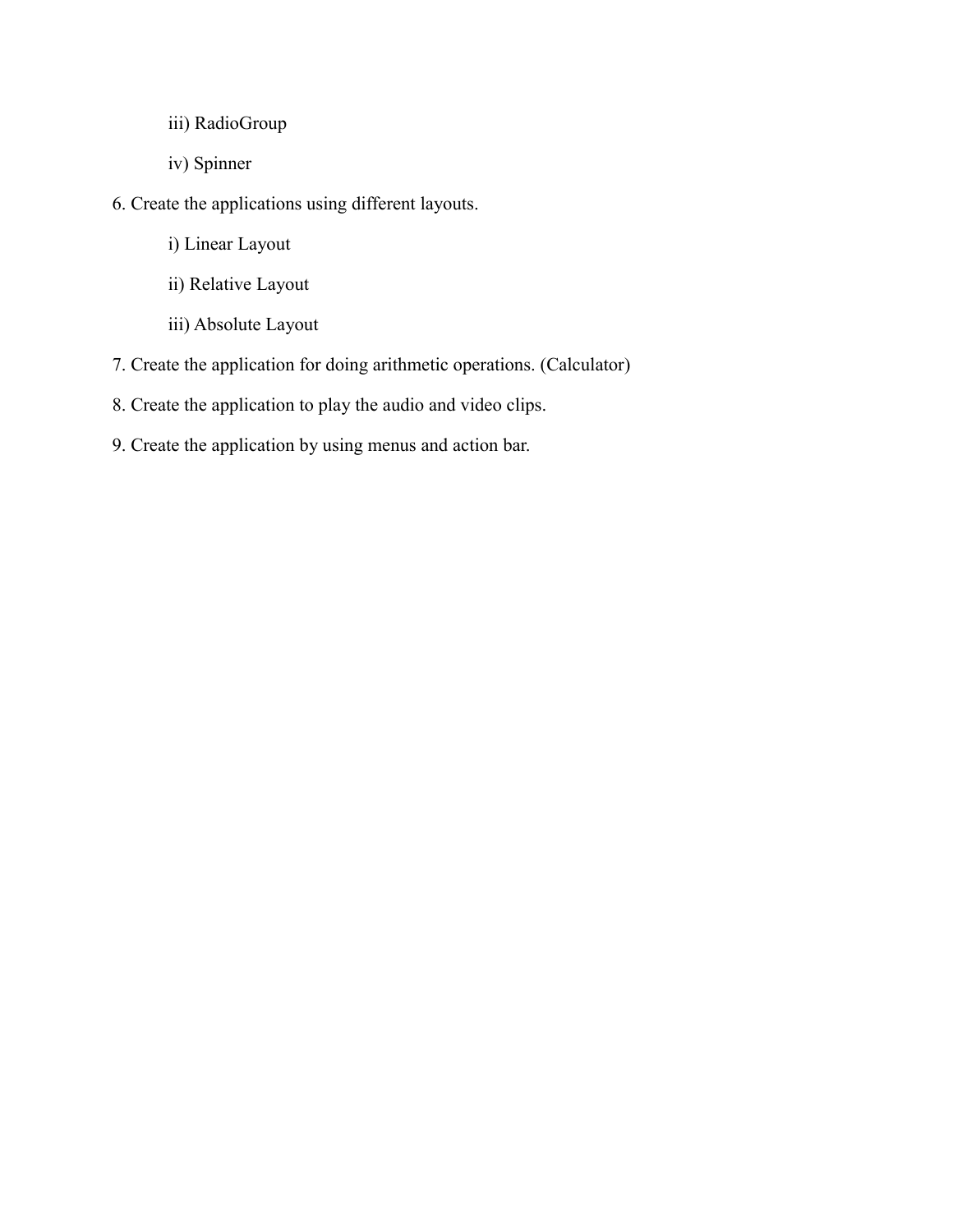iii) RadioGroup

iv) Spinner

6. Create the applications using different layouts.

   i) Linear Layout

   ii) Relative Layout

   iii) Absolute Layout

7. Create the application for doing arithmetic operations. (Calculator)

8. Create the application to play the audio and video clips.

9. Create the application by using menus and action bar.